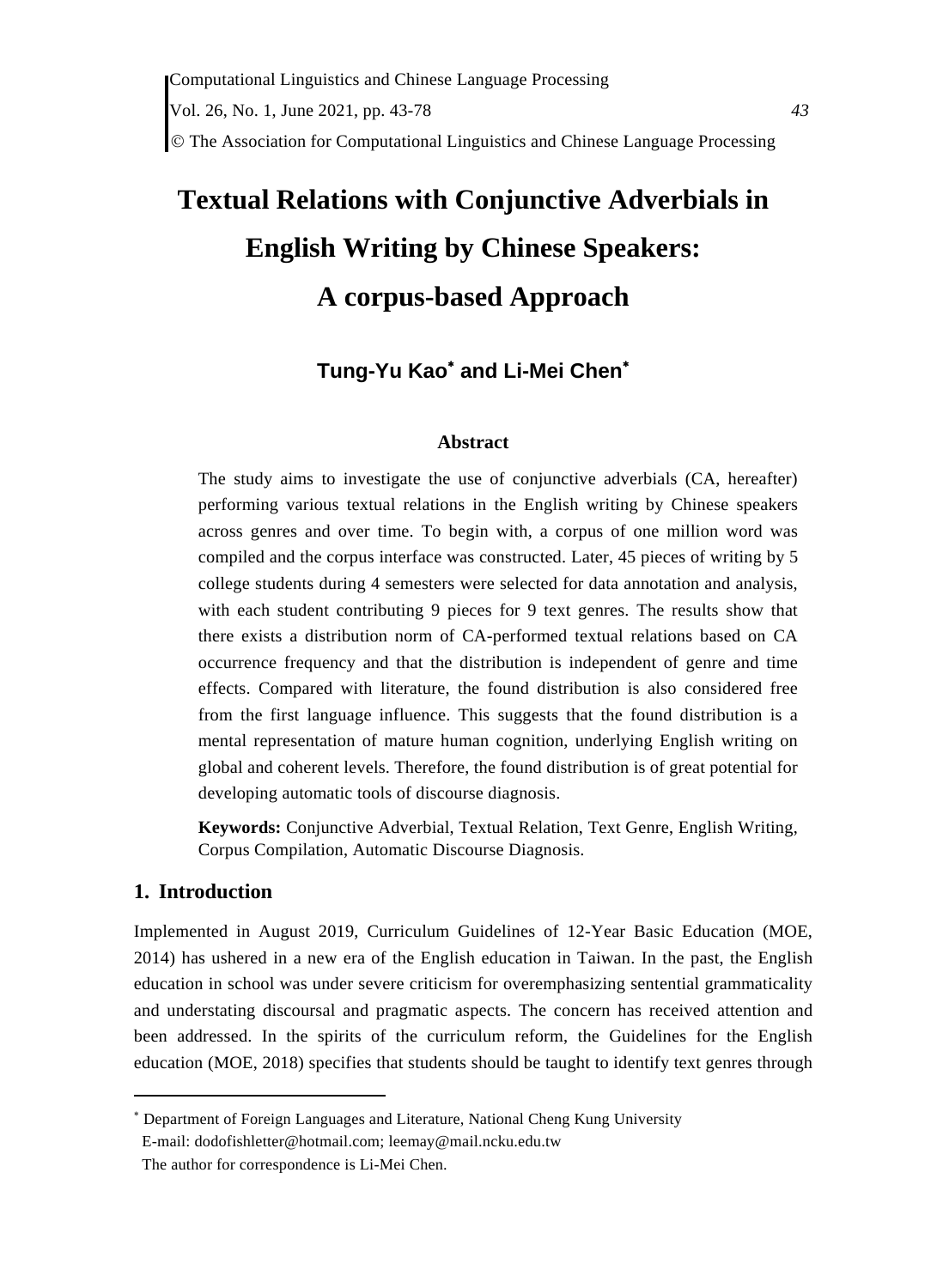# Textual Relations with Conjunctive Adverbials in English Writing by Chinese Speakers: A corpus-based Approach

**Tung-Yu Kao[*] and Li-Mei Chen[*]**

### Abstract

The study aims to investigate the use of conjunctive adverbials (CA, hereafter) performing various textual relations in the English writing by Chinese speakers across genres and over time. To begin with, a corpus of one million word was compiled and the corpus interface was constructed. Later, 45 pieces of writing by 5 college students during 4 semesters were selected for data annotation and analysis, with each student contributing 9 pieces for 9 text genres. The results show that there exists a distribution norm of CA-performed textual relations based on CA occurrence frequency and that the distribution is independent of genre and time effects. Compared with literature, the found distribution is also considered free from the first language influence. This suggests that the found distribution is a mental representation of mature human cognition, underlying English writing on global and coherent levels. Therefore, the found distribution is of great potential for developing automatic tools of discourse diagnosis.

**Keywords:** Conjunctive Adverbial, Textual Relation, Text Genre, English Writing, Corpus Compilation, Automatic Discourse Diagnosis.

## 1. Introduction

Implemented in August 2019, Curriculum Guidelines of 12-Year Basic Education (MOE, 2014) has ushered in a new era of the English education in Taiwan. In the past, the English education in school was under severe criticism for overemphasizing sentential grammaticality and understating discoursal and pragmatic aspects. The concern has received attention and been addressed. In the spirits of the curriculum reform, the Guidelines for the English education (MOE, 2018) specifies that students should be taught to identify text genres through

---

[*] Department of Foreign Languages and Literature, National Cheng Kung University
E-mail: dodofishletter@hotmail.com; leemay@mail.ncku.edu.tw
The author for correspondence is Li-Mei Chen.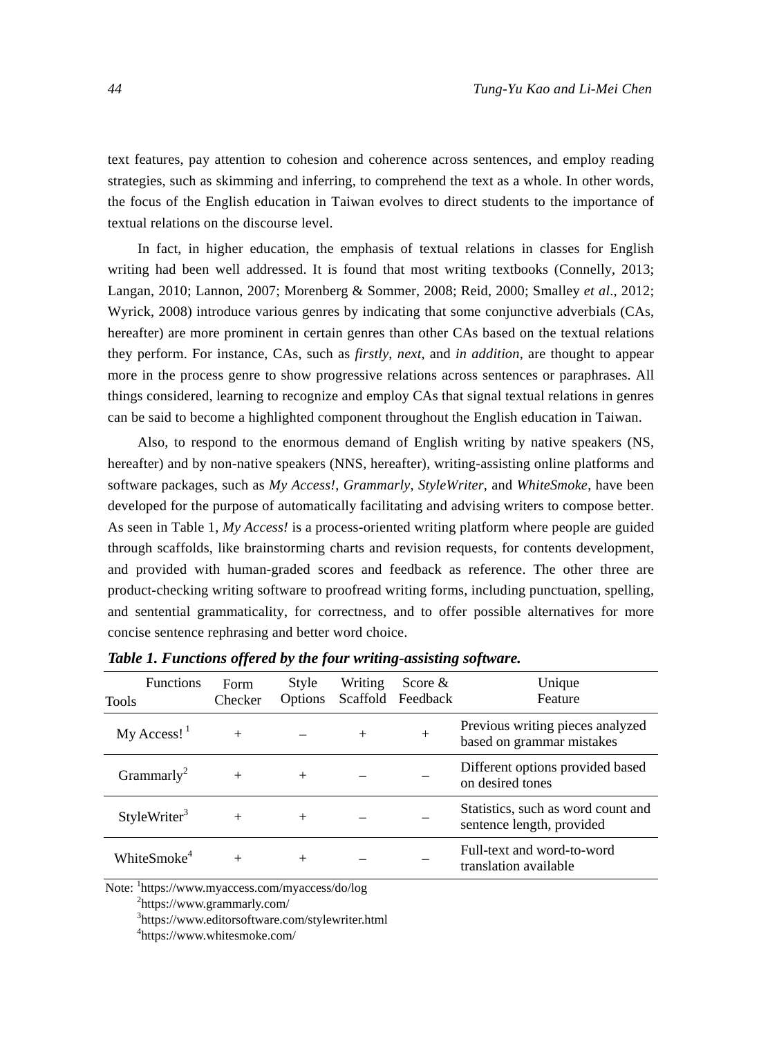text features, pay attention to cohesion and coherence across sentences, and employ reading strategies, such as skimming and inferring, to comprehend the text as a whole. In other words, the focus of the English education in Taiwan evolves to direct students to the importance of textual relations on the discourse level.

In fact, in higher education, the emphasis of textual relations in classes for English writing had been well addressed. It is found that most writing textbooks (Connelly, 2013; Langan, 2010; Lannon, 2007; Morenberg & Sommer, 2008; Reid, 2000; Smalley *et al*., 2012; Wyrick, 2008) introduce various genres by indicating that some conjunctive adverbials (CAs, hereafter) are more prominent in certain genres than other CAs based on the textual relations they perform. For instance, CAs, such as *firstly*, *next*, and *in addition*, are thought to appear more in the process genre to show progressive relations across sentences or paraphrases. All things considered, learning to recognize and employ CAs that signal textual relations in genres can be said to become a highlighted component throughout the English education in Taiwan.

Also, to respond to the enormous demand of English writing by native speakers (NS, hereafter) and by non-native speakers (NNS, hereafter), writing-assisting online platforms and software packages, such as *My Access!*, *Grammarly*, *StyleWriter*, and *WhiteSmoke*, have been developed for the purpose of automatically facilitating and advising writers to compose better. As seen in Table 1, *My Access!* is a process-oriented writing platform where people are guided through scaffolds, like brainstorming charts and revision requests, for contents development, and provided with human-graded scores and feedback as reference. The other three are product-checking writing software to proofread writing forms, including punctuation, spelling, and sentential grammaticality, for correctness, and to offer possible alternatives for more concise sentence rephrasing and better word choice.

***Table 1. Functions offered by the four writing-assisting software.***

| Functions / Tools | Form Checker | Style Options | Writing Scaffold | Score & Feedback | Unique Feature |
|---|---|---|---|---|---|
| My Access! [1] | + | – | + | + | Previous writing pieces analyzed based on grammar mistakes |
| Grammarly[2] | + | + | – | – | Different options provided based on desired tones |
| StyleWriter[3] | + | + | – | – | Statistics, such as word count and sentence length, provided |
| WhiteSmoke[4] | + | + | – | – | Full-text and word-to-word translation available |

Note: [1]https://www.myaccess.com/myaccess/do/log
[2]https://www.grammarly.com/
[3]https://www.editorsoftware.com/stylewriter.html
[4]https://www.whitesmoke.com/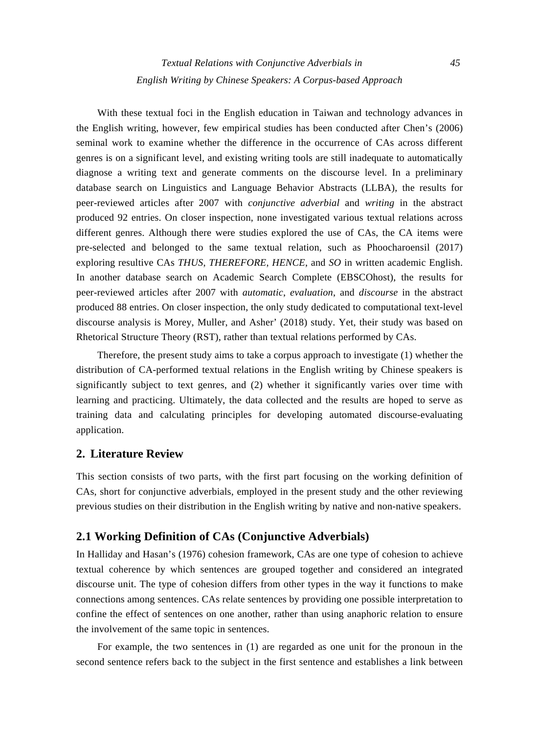With these textual foci in the English education in Taiwan and technology advances in the English writing, however, few empirical studies has been conducted after Chen's (2006) seminal work to examine whether the difference in the occurrence of CAs across different genres is on a significant level, and existing writing tools are still inadequate to automatically diagnose a writing text and generate comments on the discourse level. In a preliminary database search on Linguistics and Language Behavior Abstracts (LLBA), the results for peer-reviewed articles after 2007 with *conjunctive adverbial* and *writing* in the abstract produced 92 entries. On closer inspection, none investigated various textual relations across different genres. Although there were studies explored the use of CAs, the CA items were pre-selected and belonged to the same textual relation, such as Phoocharoensil (2017) exploring resultive CAs *THUS*, *THEREFORE*, *HENCE*, and *SO* in written academic English. In another database search on Academic Search Complete (EBSCOhost), the results for peer-reviewed articles after 2007 with *automatic*, *evaluation*, and *discourse* in the abstract produced 88 entries. On closer inspection, the only study dedicated to computational text-level discourse analysis is Morey, Muller, and Asher' (2018) study. Yet, their study was based on Rhetorical Structure Theory (RST), rather than textual relations performed by CAs.

Therefore, the present study aims to take a corpus approach to investigate (1) whether the distribution of CA-performed textual relations in the English writing by Chinese speakers is significantly subject to text genres, and (2) whether it significantly varies over time with learning and practicing. Ultimately, the data collected and the results are hoped to serve as training data and calculating principles for developing automated discourse-evaluating application.

## 2. Literature Review

This section consists of two parts, with the first part focusing on the working definition of CAs, short for conjunctive adverbials, employed in the present study and the other reviewing previous studies on their distribution in the English writing by native and non-native speakers.

### 2.1 Working Definition of CAs (Conjunctive Adverbials)

In Halliday and Hasan's (1976) cohesion framework, CAs are one type of cohesion to achieve textual coherence by which sentences are grouped together and considered an integrated discourse unit. The type of cohesion differs from other types in the way it functions to make connections among sentences. CAs relate sentences by providing one possible interpretation to confine the effect of sentences on one another, rather than using anaphoric relation to ensure the involvement of the same topic in sentences.

For example, the two sentences in (1) are regarded as one unit for the pronoun in the second sentence refers back to the subject in the first sentence and establishes a link between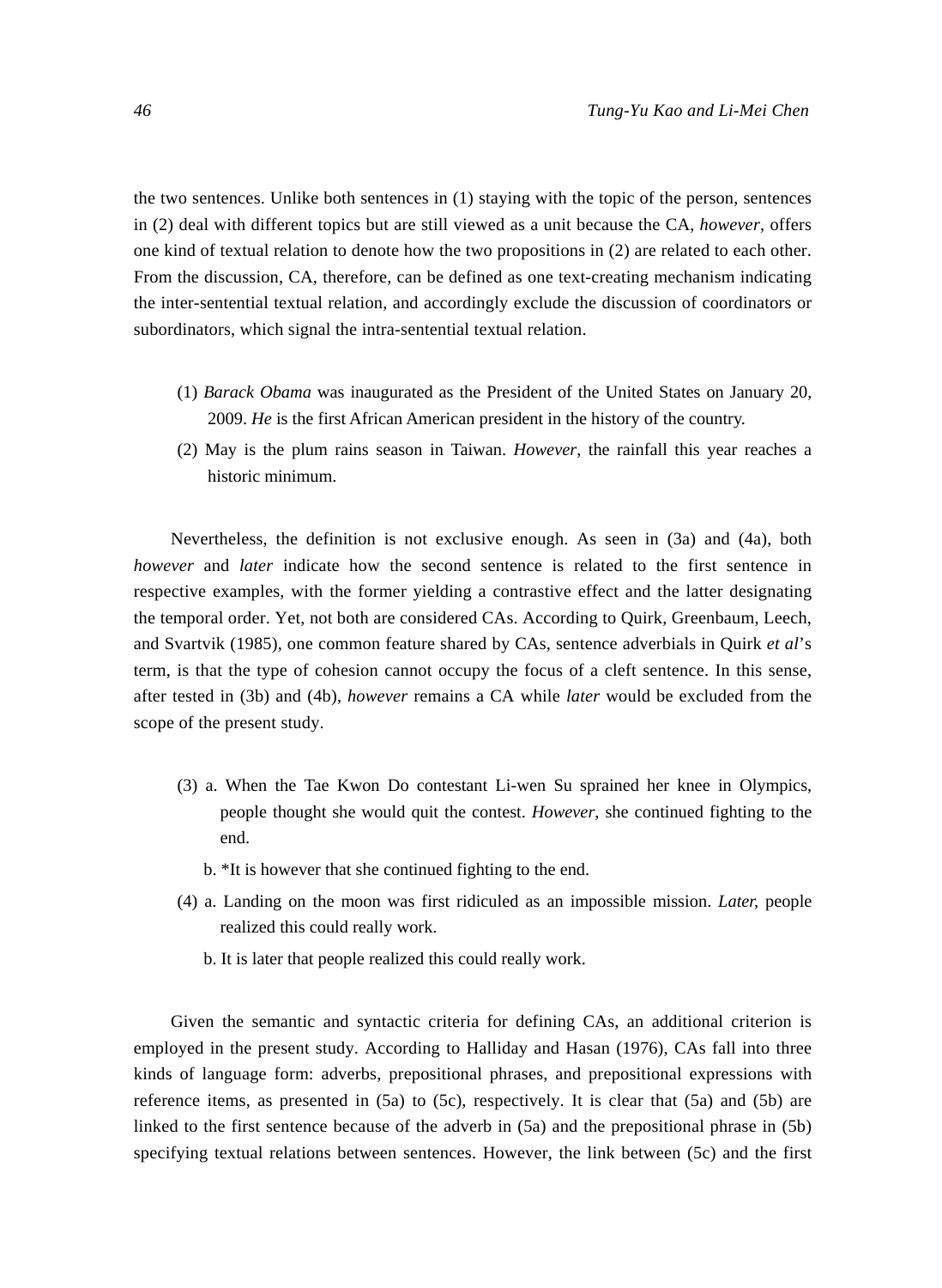the two sentences. Unlike both sentences in (1) staying with the topic of the person, sentences in (2) deal with different topics but are still viewed as a unit because the CA, *however*, offers one kind of textual relation to denote how the two propositions in (2) are related to each other. From the discussion, CA, therefore, can be defined as one text-creating mechanism indicating the inter-sentential textual relation, and accordingly exclude the discussion of coordinators or subordinators, which signal the intra-sentential textual relation.

(1) *Barack Obama* was inaugurated as the President of the United States on January 20, 2009. *He* is the first African American president in the history of the country.

(2) May is the plum rains season in Taiwan. *However*, the rainfall this year reaches a historic minimum.

Nevertheless, the definition is not exclusive enough. As seen in (3a) and (4a), both *however* and *later* indicate how the second sentence is related to the first sentence in respective examples, with the former yielding a contrastive effect and the latter designating the temporal order. Yet, not both are considered CAs. According to Quirk, Greenbaum, Leech, and Svartvik (1985), one common feature shared by CAs, sentence adverbials in Quirk *et al*'s term, is that the type of cohesion cannot occupy the focus of a cleft sentence. In this sense, after tested in (3b) and (4b), *however* remains a CA while *later* would be excluded from the scope of the present study.

(3) a. When the Tae Kwon Do contestant Li-wen Su sprained her knee in Olympics, people thought she would quit the contest. *However*, she continued fighting to the end.

b. *It is however that she continued fighting to the end.

(4) a. Landing on the moon was first ridiculed as an impossible mission. *Later,* people realized this could really work.

b. It is later that people realized this could really work.

Given the semantic and syntactic criteria for defining CAs, an additional criterion is employed in the present study. According to Halliday and Hasan (1976), CAs fall into three kinds of language form: adverbs, prepositional phrases, and prepositional expressions with reference items, as presented in (5a) to (5c), respectively. It is clear that (5a) and (5b) are linked to the first sentence because of the adverb in (5a) and the prepositional phrase in (5b) specifying textual relations between sentences. However, the link between (5c) and the first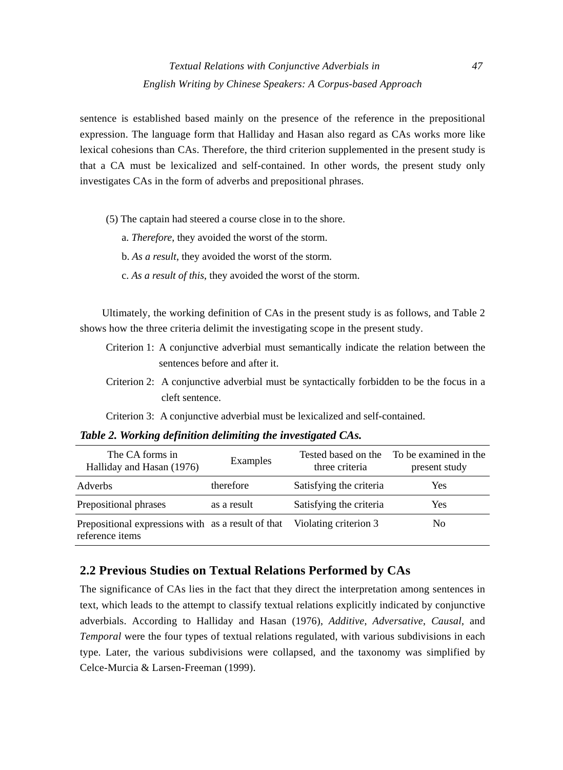sentence is established based mainly on the presence of the reference in the prepositional expression. The language form that Halliday and Hasan also regard as CAs works more like lexical cohesions than CAs. Therefore, the third criterion supplemented in the present study is that a CA must be lexicalized and self-contained. In other words, the present study only investigates CAs in the form of adverbs and prepositional phrases.

(5) The captain had steered a course close in to the shore.

a. *Therefore*, they avoided the worst of the storm.

b. *As a result*, they avoided the worst of the storm.

c. *As a result of this*, they avoided the worst of the storm.

Ultimately, the working definition of CAs in the present study is as follows, and Table 2 shows how the three criteria delimit the investigating scope in the present study.

Criterion 1: A conjunctive adverbial must semantically indicate the relation between the sentences before and after it.

Criterion 2: A conjunctive adverbial must be syntactically forbidden to be the focus in a cleft sentence.

Criterion 3: A conjunctive adverbial must be lexicalized and self-contained.

***Table 2. Working definition delimiting the investigated CAs.***

| The CA forms in Halliday and Hasan (1976) | Examples | Tested based on the three criteria | To be examined in the present study |
|---|---|---|---|
| Adverbs | therefore | Satisfying the criteria | Yes |
| Prepositional phrases | as a result | Satisfying the criteria | Yes |
| Prepositional expressions with reference items | as a result of that | Violating criterion 3 | No |

## 2.2 Previous Studies on Textual Relations Performed by CAs

The significance of CAs lies in the fact that they direct the interpretation among sentences in text, which leads to the attempt to classify textual relations explicitly indicated by conjunctive adverbials. According to Halliday and Hasan (1976), *Additive*, *Adversative*, *Causal*, and *Temporal* were the four types of textual relations regulated, with various subdivisions in each type. Later, the various subdivisions were collapsed, and the taxonomy was simplified by Celce-Murcia & Larsen-Freeman (1999).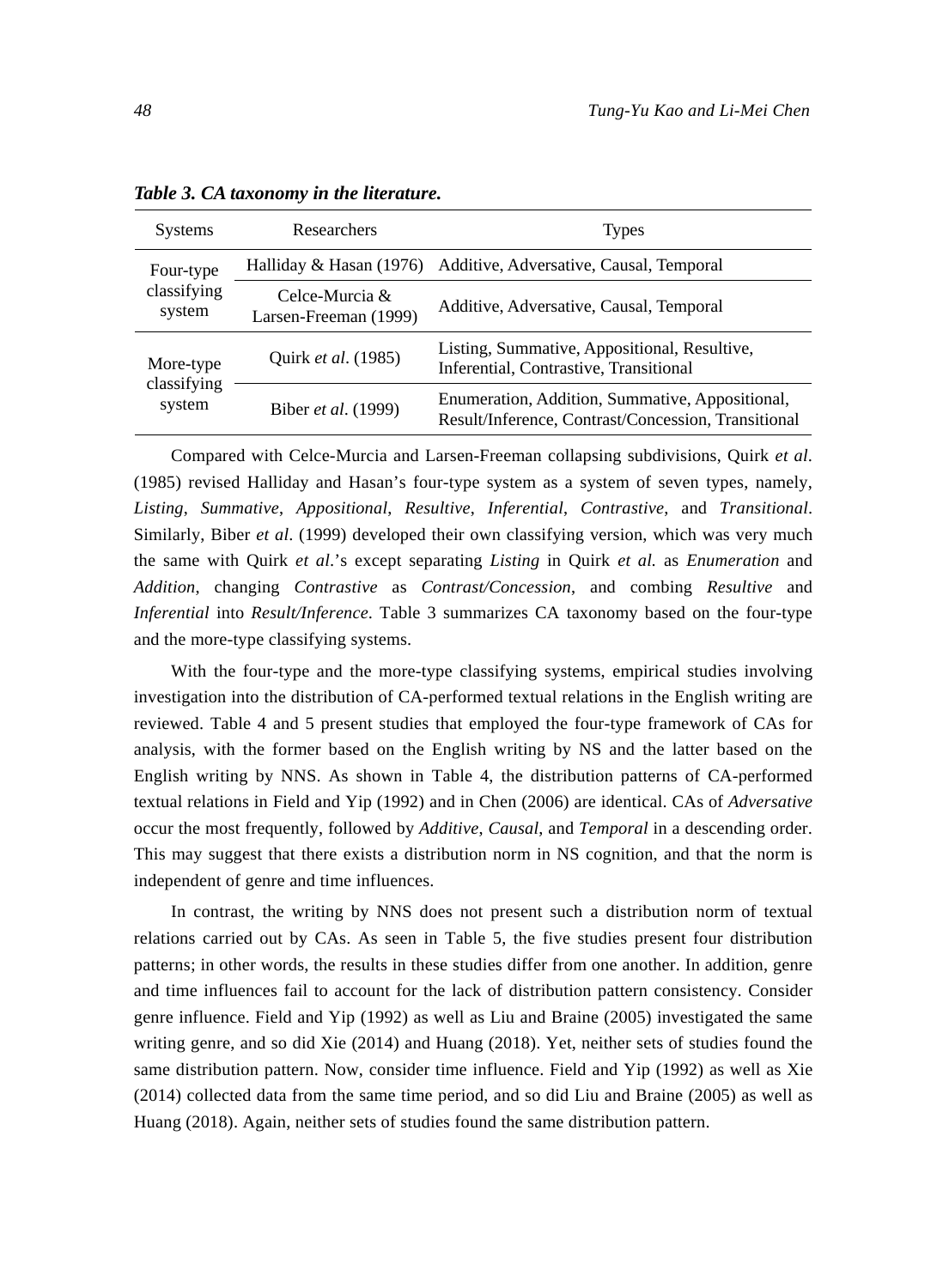***Table 3. CA taxonomy in the literature.***

| Systems | Researchers | Types |
|---|---|---|
| Four-type classifying system | Halliday & Hasan (1976) | Additive, Adversative, Causal, Temporal |
| | Celce-Murcia & Larsen-Freeman (1999) | Additive, Adversative, Causal, Temporal |
| More-type classifying system | Quirk *et al*. (1985) | Listing, Summative, Appositional, Resultive, Inferential, Contrastive, Transitional |
| | Biber *et al*. (1999) | Enumeration, Addition, Summative, Appositional, Result/Inference, Contrast/Concession, Transitional |

Compared with Celce-Murcia and Larsen-Freeman collapsing subdivisions, Quirk *et al*. (1985) revised Halliday and Hasan's four-type system as a system of seven types, namely, *Listing*, *Summative*, *Appositional*, *Resultive*, *Inferential*, *Contrastive*, and *Transitional*. Similarly, Biber *et al*. (1999) developed their own classifying version, which was very much the same with Quirk *et al*.'s except separating *Listing* in Quirk *et al.* as *Enumeration* and *Addition*, changing *Contrastive* as *Contrast/Concession*, and combing *Resultive* and *Inferential* into *Result/Inference*. Table 3 summarizes CA taxonomy based on the four-type and the more-type classifying systems.

With the four-type and the more-type classifying systems, empirical studies involving investigation into the distribution of CA-performed textual relations in the English writing are reviewed. Table 4 and 5 present studies that employed the four-type framework of CAs for analysis, with the former based on the English writing by NS and the latter based on the English writing by NNS. As shown in Table 4, the distribution patterns of CA-performed textual relations in Field and Yip (1992) and in Chen (2006) are identical. CAs of *Adversative* occur the most frequently, followed by *Additive*, *Causal*, and *Temporal* in a descending order. This may suggest that there exists a distribution norm in NS cognition, and that the norm is independent of genre and time influences.

In contrast, the writing by NNS does not present such a distribution norm of textual relations carried out by CAs. As seen in Table 5, the five studies present four distribution patterns; in other words, the results in these studies differ from one another. In addition, genre and time influences fail to account for the lack of distribution pattern consistency. Consider genre influence. Field and Yip (1992) as well as Liu and Braine (2005) investigated the same writing genre, and so did Xie (2014) and Huang (2018). Yet, neither sets of studies found the same distribution pattern. Now, consider time influence. Field and Yip (1992) as well as Xie (2014) collected data from the same time period, and so did Liu and Braine (2005) as well as Huang (2018). Again, neither sets of studies found the same distribution pattern.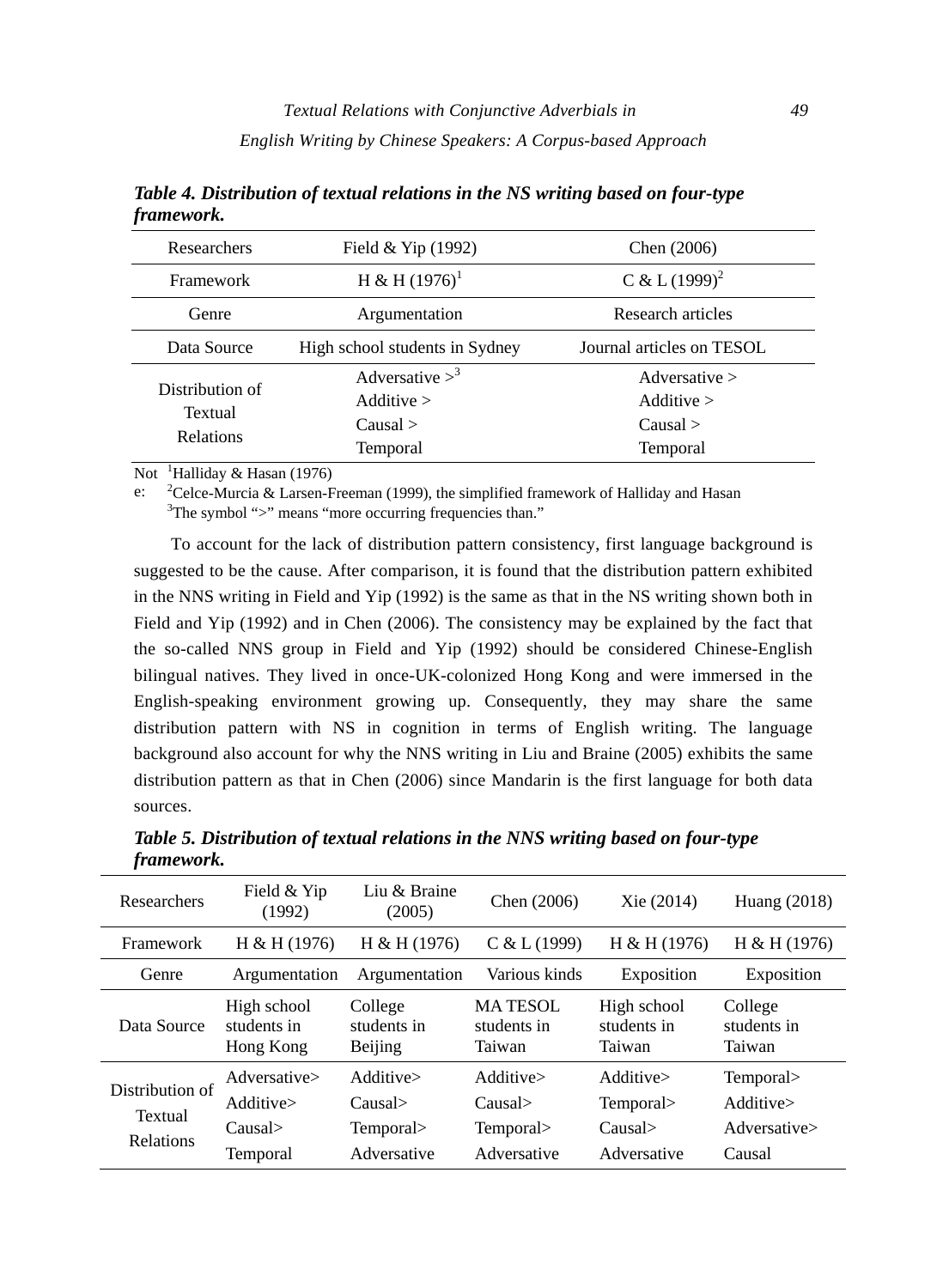***Table 4. Distribution of textual relations in the NS writing based on four-type framework.***

| Researchers | Field & Yip (1992) | Chen (2006) |
|---|---|---|
| Framework | H & H (1976)[1] | C & L (1999)[2] |
| Genre | Argumentation | Research articles |
| Data Source | High school students in Sydney | Journal articles on TESOL |
| Distribution of Textual Relations | Adversative >[3] Additive > Causal > Temporal | Adversative > Additive > Causal > Temporal |

Note: [1]Halliday & Hasan (1976)
[2]Celce-Murcia & Larsen-Freeman (1999), the simplified framework of Halliday and Hasan
[3]The symbol ">" means "more occurring frequencies than."

To account for the lack of distribution pattern consistency, first language background is suggested to be the cause. After comparison, it is found that the distribution pattern exhibited in the NNS writing in Field and Yip (1992) is the same as that in the NS writing shown both in Field and Yip (1992) and in Chen (2006). The consistency may be explained by the fact that the so-called NNS group in Field and Yip (1992) should be considered Chinese-English bilingual natives. They lived in once-UK-colonized Hong Kong and were immersed in the English-speaking environment growing up. Consequently, they may share the same distribution pattern with NS in cognition in terms of English writing. The language background also account for why the NNS writing in Liu and Braine (2005) exhibits the same distribution pattern as that in Chen (2006) since Mandarin is the first language for both data sources.

***Table 5. Distribution of textual relations in the NNS writing based on four-type framework.***

| Researchers | Field & Yip (1992) | Liu & Braine (2005) | Chen (2006) | Xie (2014) | Huang (2018) |
|---|---|---|---|---|---|
| Framework | H & H (1976) | H & H (1976) | C & L (1999) | H & H (1976) | H & H (1976) |
| Genre | Argumentation | Argumentation | Various kinds | Exposition | Exposition |
| Data Source | High school students in Hong Kong | College students in Beijing | MA TESOL students in Taiwan | High school students in Taiwan | College students in Taiwan |
| Distribution of Textual Relations | Adversative> Additive> Causal> Temporal | Additive> Causal> Temporal> Adversative | Additive> Causal> Temporal> Adversative | Additive> Temporal> Causal> Adversative | Temporal> Additive> Adversative> Causal |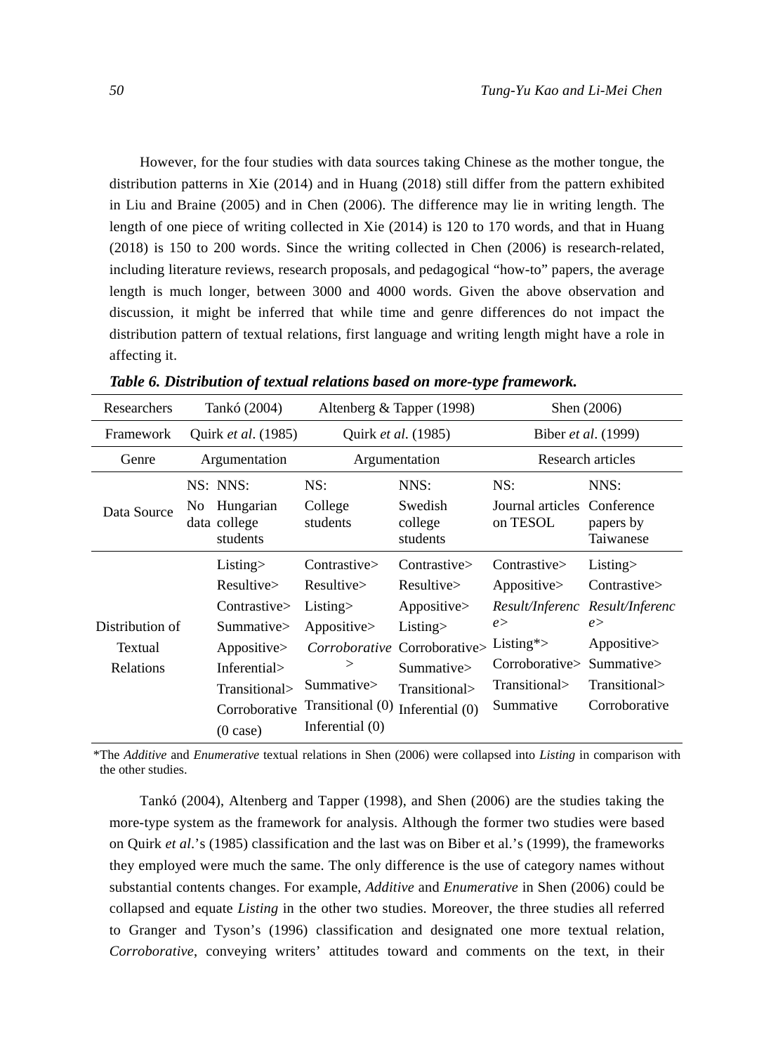However, for the four studies with data sources taking Chinese as the mother tongue, the distribution patterns in Xie (2014) and in Huang (2018) still differ from the pattern exhibited in Liu and Braine (2005) and in Chen (2006). The difference may lie in writing length. The length of one piece of writing collected in Xie (2014) is 120 to 170 words, and that in Huang (2018) is 150 to 200 words. Since the writing collected in Chen (2006) is research-related, including literature reviews, research proposals, and pedagogical "how-to" papers, the average length is much longer, between 3000 and 4000 words. Given the above observation and discussion, it might be inferred that while time and genre differences do not impact the distribution pattern of textual relations, first language and writing length might have a role in affecting it.

***Table 6. Distribution of textual relations based on more-type framework.***

| Researchers | Tankó (2004) | | Altenberg & Tapper (1998) | | Shen (2006) | |
|---|---|---|---|---|---|---|
| Framework | Quirk *et al*. (1985) | | Quirk *et al.* (1985) | | Biber *et al*. (1999) | |
| Genre | Argumentation | | Argumentation | | Research articles | |
| Data Source | NS: No data | NNS: Hungarian college students | NS: College students | NNS: Swedish college students | NS: Journal articles on TESOL | NNS: Conference papers by Taiwanese |
| Distribution of Textual Relations | | Listing> Resultive> Contrastive> Summative> Appositive> Inferential> Transitional> Corroborative (0 case) | Contrastive> Resultive> Listing> Appositive> *Corroborative* > Summative> Transitional (0) Inferential (0) | Contrastive> Resultive> Appositive> Listing> Corroborative> Summative> Transitional> Inferential (0) | Contrastive> Appositive> *Result/Inference*> Listing*> Corroborative> Transitional> Summative | Listing> Contrastive> *Result/Inference*> Appositive> Summative> Transitional> Corroborative |

*The *Additive* and *Enumerative* textual relations in Shen (2006) were collapsed into *Listing* in comparison with the other studies.

Tankó (2004), Altenberg and Tapper (1998), and Shen (2006) are the studies taking the more-type system as the framework for analysis. Although the former two studies were based on Quirk *et al*.'s (1985) classification and the last was on Biber et al.'s (1999), the frameworks they employed were much the same. The only difference is the use of category names without substantial contents changes. For example, *Additive* and *Enumerative* in Shen (2006) could be collapsed and equate *Listing* in the other two studies. Moreover, the three studies all referred to Granger and Tyson's (1996) classification and designated one more textual relation, *Corroborative*, conveying writers' attitudes toward and comments on the text, in their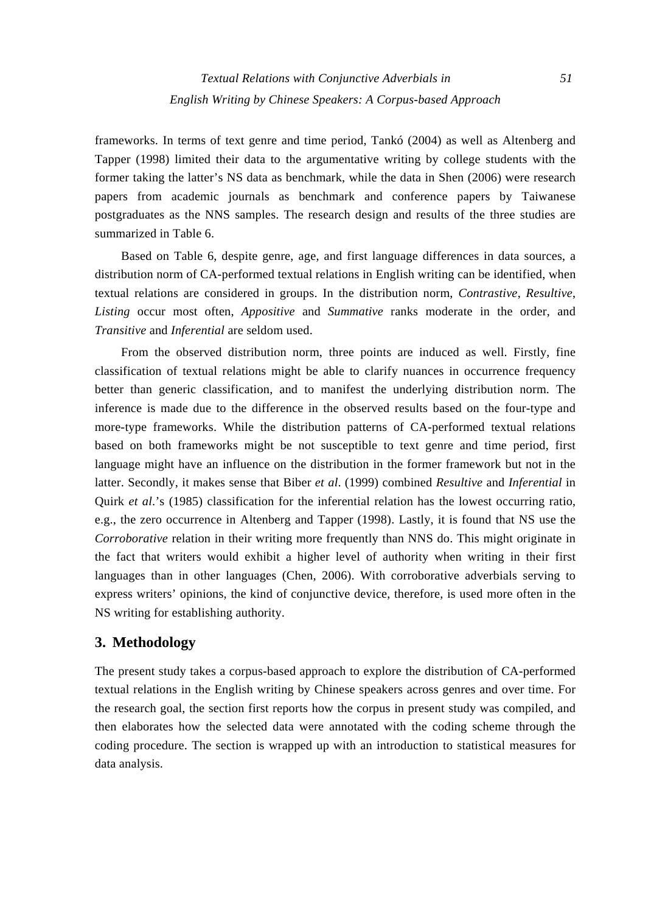frameworks. In terms of text genre and time period, Tankó (2004) as well as Altenberg and Tapper (1998) limited their data to the argumentative writing by college students with the former taking the latter's NS data as benchmark, while the data in Shen (2006) were research papers from academic journals as benchmark and conference papers by Taiwanese postgraduates as the NNS samples. The research design and results of the three studies are summarized in Table 6.

Based on Table 6, despite genre, age, and first language differences in data sources, a distribution norm of CA-performed textual relations in English writing can be identified, when textual relations are considered in groups. In the distribution norm, *Contrastive*, *Resultive*, *Listing* occur most often, *Appositive* and *Summative* ranks moderate in the order, and *Transitive* and *Inferential* are seldom used.

From the observed distribution norm, three points are induced as well. Firstly, fine classification of textual relations might be able to clarify nuances in occurrence frequency better than generic classification, and to manifest the underlying distribution norm. The inference is made due to the difference in the observed results based on the four-type and more-type frameworks. While the distribution patterns of CA-performed textual relations based on both frameworks might be not susceptible to text genre and time period, first language might have an influence on the distribution in the former framework but not in the latter. Secondly, it makes sense that Biber *et al*. (1999) combined *Resultive* and *Inferential* in Quirk *et al*.'s (1985) classification for the inferential relation has the lowest occurring ratio, e.g., the zero occurrence in Altenberg and Tapper (1998). Lastly, it is found that NS use the *Corroborative* relation in their writing more frequently than NNS do. This might originate in the fact that writers would exhibit a higher level of authority when writing in their first languages than in other languages (Chen, 2006). With corroborative adverbials serving to express writers' opinions, the kind of conjunctive device, therefore, is used more often in the NS writing for establishing authority.

## 3. Methodology

The present study takes a corpus-based approach to explore the distribution of CA-performed textual relations in the English writing by Chinese speakers across genres and over time. For the research goal, the section first reports how the corpus in present study was compiled, and then elaborates how the selected data were annotated with the coding scheme through the coding procedure. The section is wrapped up with an introduction to statistical measures for data analysis.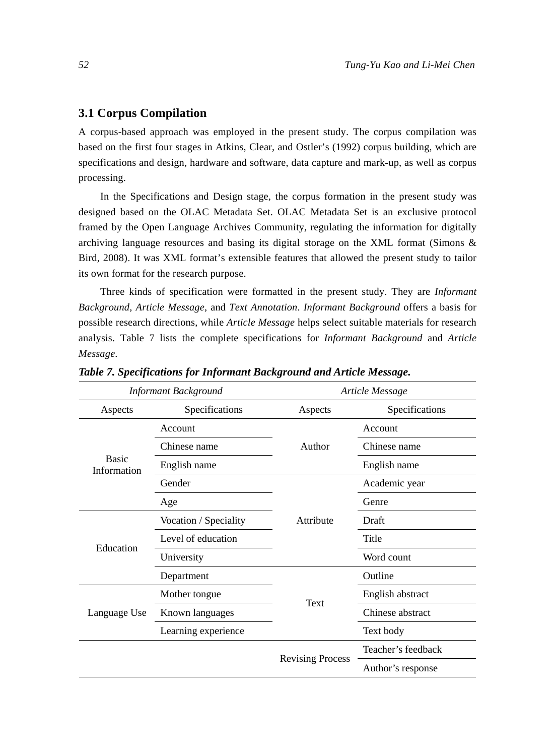### 3.1 Corpus Compilation

A corpus-based approach was employed in the present study. The corpus compilation was based on the first four stages in Atkins, Clear, and Ostler's (1992) corpus building, which are specifications and design, hardware and software, data capture and mark-up, as well as corpus processing.

In the Specifications and Design stage, the corpus formation in the present study was designed based on the OLAC Metadata Set. OLAC Metadata Set is an exclusive protocol framed by the Open Language Archives Community, regulating the information for digitally archiving language resources and basing its digital storage on the XML format (Simons & Bird, 2008). It was XML format's extensible features that allowed the present study to tailor its own format for the research purpose.

Three kinds of specification were formatted in the present study. They are *Informant Background*, *Article Message*, and *Text Annotation*. *Informant Background* offers a basis for possible research directions, while *Article Message* helps select suitable materials for research analysis. Table 7 lists the complete specifications for *Informant Background* and *Article Message*.

***Table 7. Specifications for Informant Background and Article Message.***

| *Informant Background* | | *Article Message* | |
|---|---|---|---|
| Aspects | Specifications | Aspects | Specifications |
| Basic Information | Account | Author | Account |
| | Chinese name | | Chinese name |
| | English name | | English name |
| | Gender | Attribute | Academic year |
| | Age | | Genre |
| Education | Vocation / Speciality | | Draft |
| | Level of education | | Title |
| | University | | Word count |
| | Department | Text | Outline |
| Language Use | Mother tongue | | English abstract |
| | Known languages | | Chinese abstract |
| | Learning experience | | Text body |
| | | Revising Process | Teacher's feedback |
| | | | Author's response |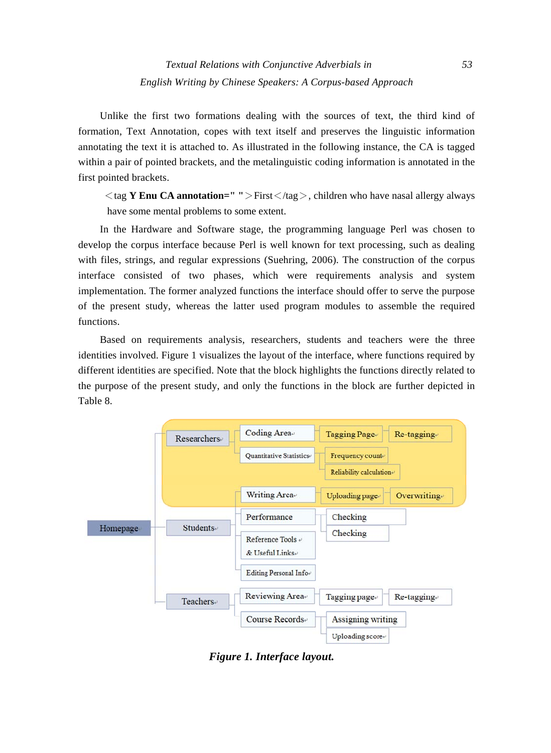Unlike the first two formations dealing with the sources of text, the third kind of formation, Text Annotation, copes with text itself and preserves the linguistic information annotating the text it is attached to. As illustrated in the following instance, the CA is tagged within a pair of pointed brackets, and the metalinguistic coding information is annotated in the first pointed brackets.

<tag **Y Enu CA annotation=" "**>First</tag>, children who have nasal allergy always have some mental problems to some extent.

In the Hardware and Software stage, the programming language Perl was chosen to develop the corpus interface because Perl is well known for text processing, such as dealing with files, strings, and regular expressions (Suehring, 2006). The construction of the corpus interface consisted of two phases, which were requirements analysis and system implementation. The former analyzed functions the interface should offer to serve the purpose of the present study, whereas the latter used program modules to assemble the required functions.

Based on requirements analysis, researchers, students and teachers were the three identities involved. Figure 1 visualizes the layout of the interface, where functions required by different identities are specified. Note that the block highlights the functions directly related to the purpose of the present study, and only the functions in the block are further depicted in Table 8.

- Homepage
  - Researchers
    - Coding Area
      - Tagging Page
        - Re-tagging
    - Quantitative Statistics
      - Frequency count
      - Reliability calculation
  - Students
    - Writing Area
      - Uploading page
        - Overwriting
    - Performance
      - Checking
      - Checking
    - Reference Tools & Useful Links
    - Editing Personal Info
  - Teachers
    - Reviewing Area
      - Tagging page
        - Re-tagging
    - Course Records
      - Assigning writing
      - Uploading score

*Figure 1. Interface layout.*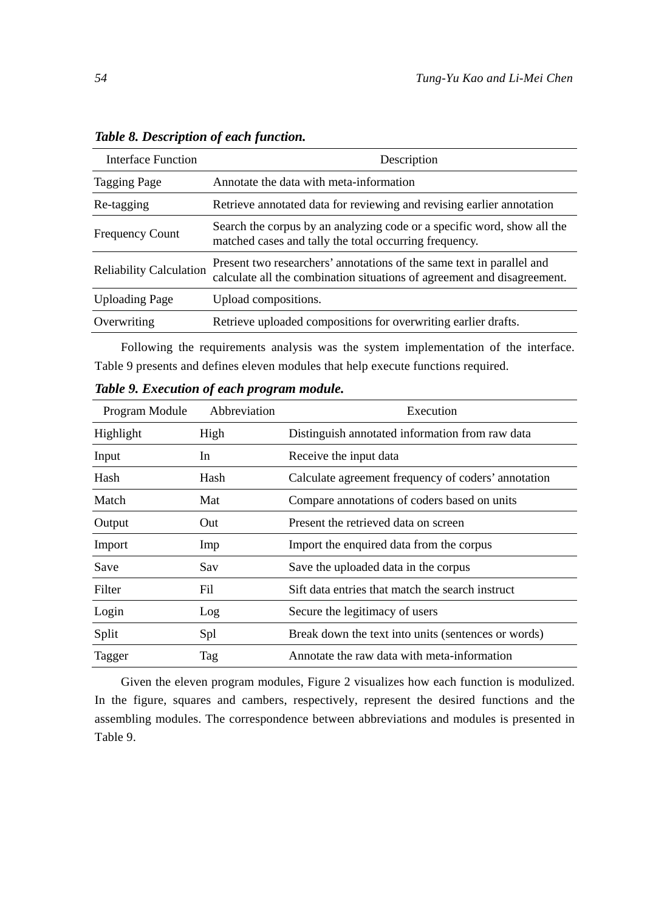***Table 8. Description of each function.***

| Interface Function | Description |
|---|---|
| Tagging Page | Annotate the data with meta-information |
| Re-tagging | Retrieve annotated data for reviewing and revising earlier annotation |
| Frequency Count | Search the corpus by an analyzing code or a specific word, show all the matched cases and tally the total occurring frequency. |
| Reliability Calculation | Present two researchers' annotations of the same text in parallel and calculate all the combination situations of agreement and disagreement. |
| Uploading Page | Upload compositions. |
| Overwriting | Retrieve uploaded compositions for overwriting earlier drafts. |

Following the requirements analysis was the system implementation of the interface. Table 9 presents and defines eleven modules that help execute functions required.

***Table 9. Execution of each program module.***

| Program Module | Abbreviation | Execution |
|---|---|---|
| Highlight | High | Distinguish annotated information from raw data |
| Input | In | Receive the input data |
| Hash | Hash | Calculate agreement frequency of coders' annotation |
| Match | Mat | Compare annotations of coders based on units |
| Output | Out | Present the retrieved data on screen |
| Import | Imp | Import the enquired data from the corpus |
| Save | Sav | Save the uploaded data in the corpus |
| Filter | Fil | Sift data entries that match the search instruct |
| Login | Log | Secure the legitimacy of users |
| Split | Spl | Break down the text into units (sentences or words) |
| Tagger | Tag | Annotate the raw data with meta-information |

Given the eleven program modules, Figure 2 visualizes how each function is modulized. In the figure, squares and cambers, respectively, represent the desired functions and the assembling modules. The correspondence between abbreviations and modules is presented in Table 9.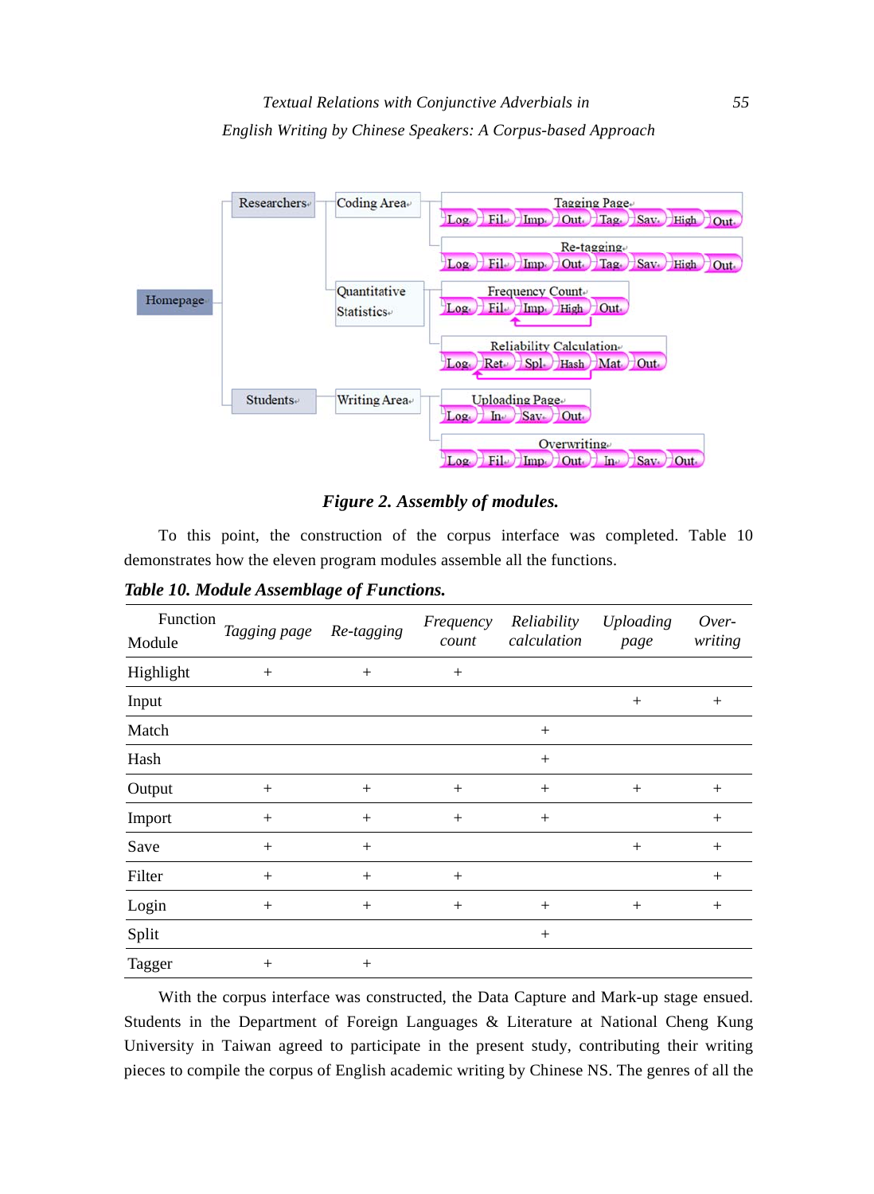Figure 2. Assembly of modules.

To this point, the construction of the corpus interface was completed. Table 10 demonstrates how the eleven program modules assemble all the functions.

***Table 10. Module Assemblage of Functions.***

| Function / Module | *Tagging page* | *Re-tagging* | *Frequency count* | *Reliability calculation* | *Uploading page* | *Over-writing* |
|---|---|---|---|---|---|---|
| Highlight | + | + | + | | | |
| Input | | | | | + | + |
| Match | | | | + | | |
| Hash | | | | + | | |
| Output | + | + | + | + | + | + |
| Import | + | + | + | + | | + |
| Save | + | + | | | + | + |
| Filter | + | + | + | | | + |
| Login | + | + | + | + | + | + |
| Split | | | | + | | |
| Tagger | + | + | | | | |

With the corpus interface was constructed, the Data Capture and Mark-up stage ensued. Students in the Department of Foreign Languages & Literature at National Cheng Kung University in Taiwan agreed to participate in the present study, contributing their writing pieces to compile the corpus of English academic writing by Chinese NS. The genres of all the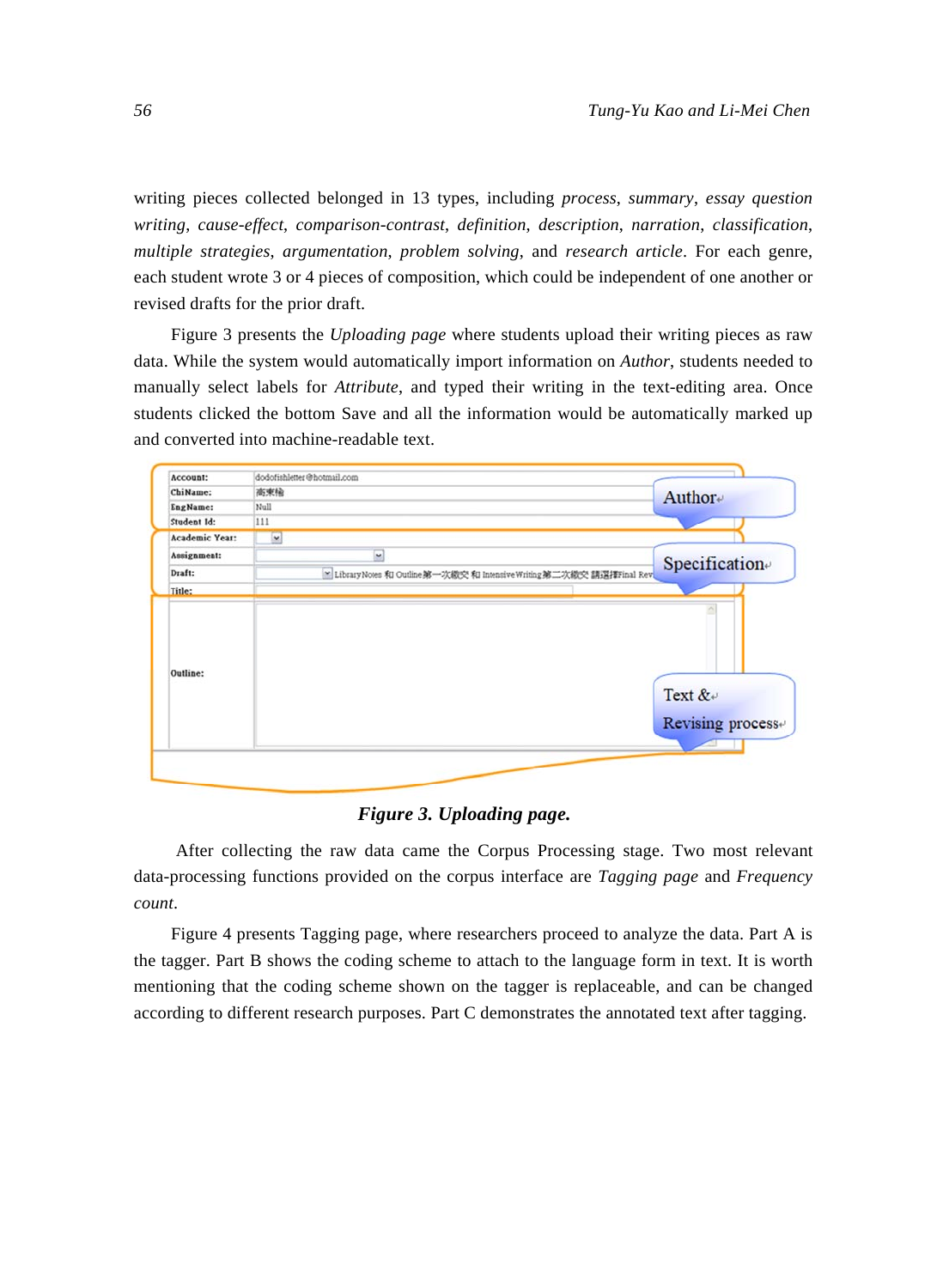writing pieces collected belonged in 13 types, including *process*, *summary*, *essay question writing*, *cause-effect*, *comparison-contrast*, *definition*, *description*, *narration*, *classification*, *multiple strategies*, *argumentation*, *problem solving*, and *research article*. For each genre, each student wrote 3 or 4 pieces of composition, which could be independent of one another or revised drafts for the prior draft.

Figure 3 presents the *Uploading page* where students upload their writing pieces as raw data. While the system would automatically import information on *Author*, students needed to manually select labels for *Attribute*, and typed their writing in the text-editing area. Once students clicked the bottom Save and all the information would be automatically marked up and converted into machine-readable text.

***Figure 3. Uploading page.***

After collecting the raw data came the Corpus Processing stage. Two most relevant data-processing functions provided on the corpus interface are *Tagging page* and *Frequency count*.

Figure 4 presents Tagging page, where researchers proceed to analyze the data. Part A is the tagger. Part B shows the coding scheme to attach to the language form in text. It is worth mentioning that the coding scheme shown on the tagger is replaceable, and can be changed according to different research purposes. Part C demonstrates the annotated text after tagging.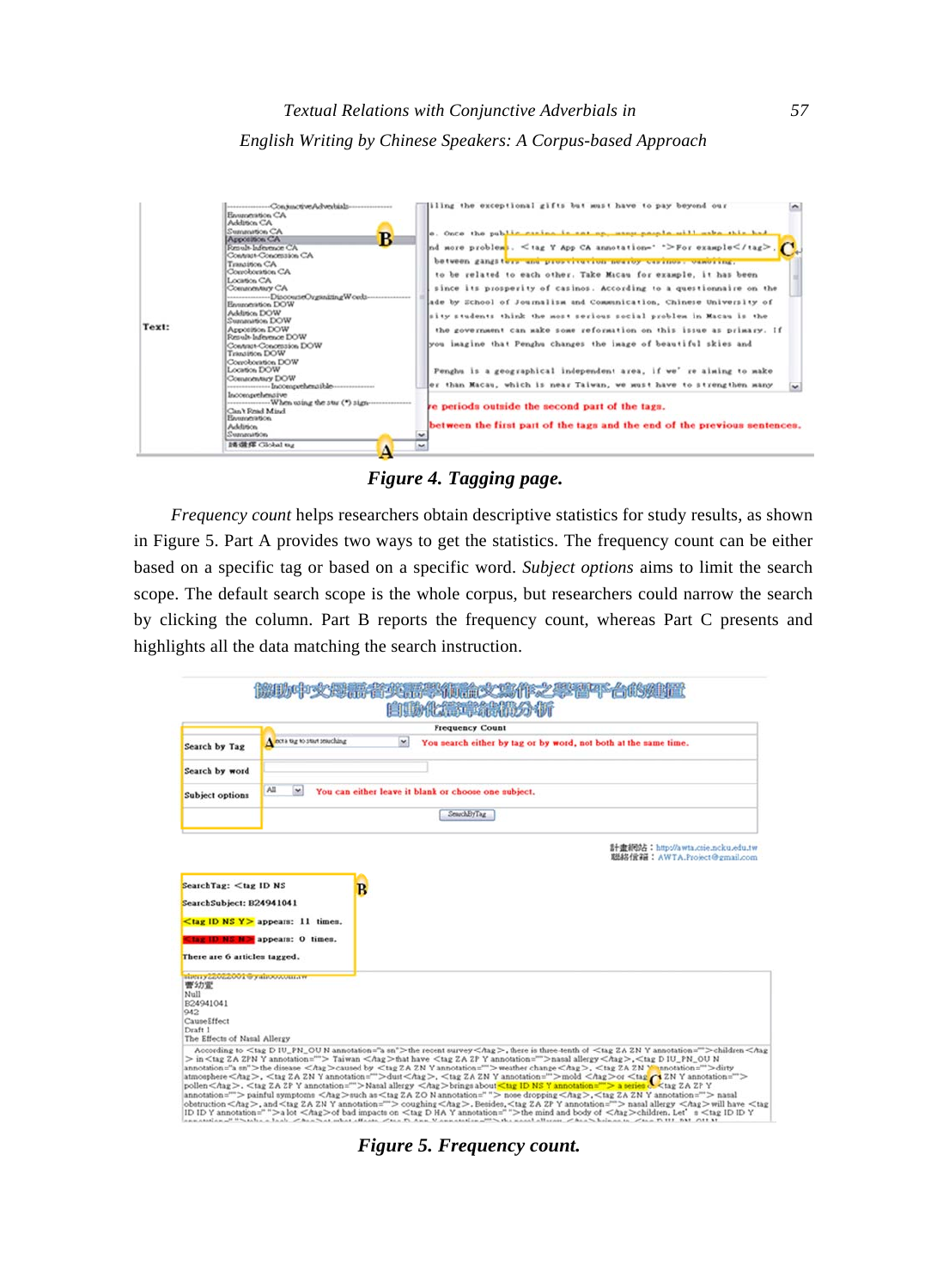*Figure 4. Tagging page.*

*Frequency count* helps researchers obtain descriptive statistics for study results, as shown in Figure 5. Part A provides two ways to get the statistics. The frequency count can be either based on a specific tag or based on a specific word. *Subject options* aims to limit the search scope. The default search scope is the whole corpus, but researchers could narrow the search by clicking the column. Part B reports the frequency count, whereas Part C presents and highlights all the data matching the search instruction.

*Figure 5. Frequency count.*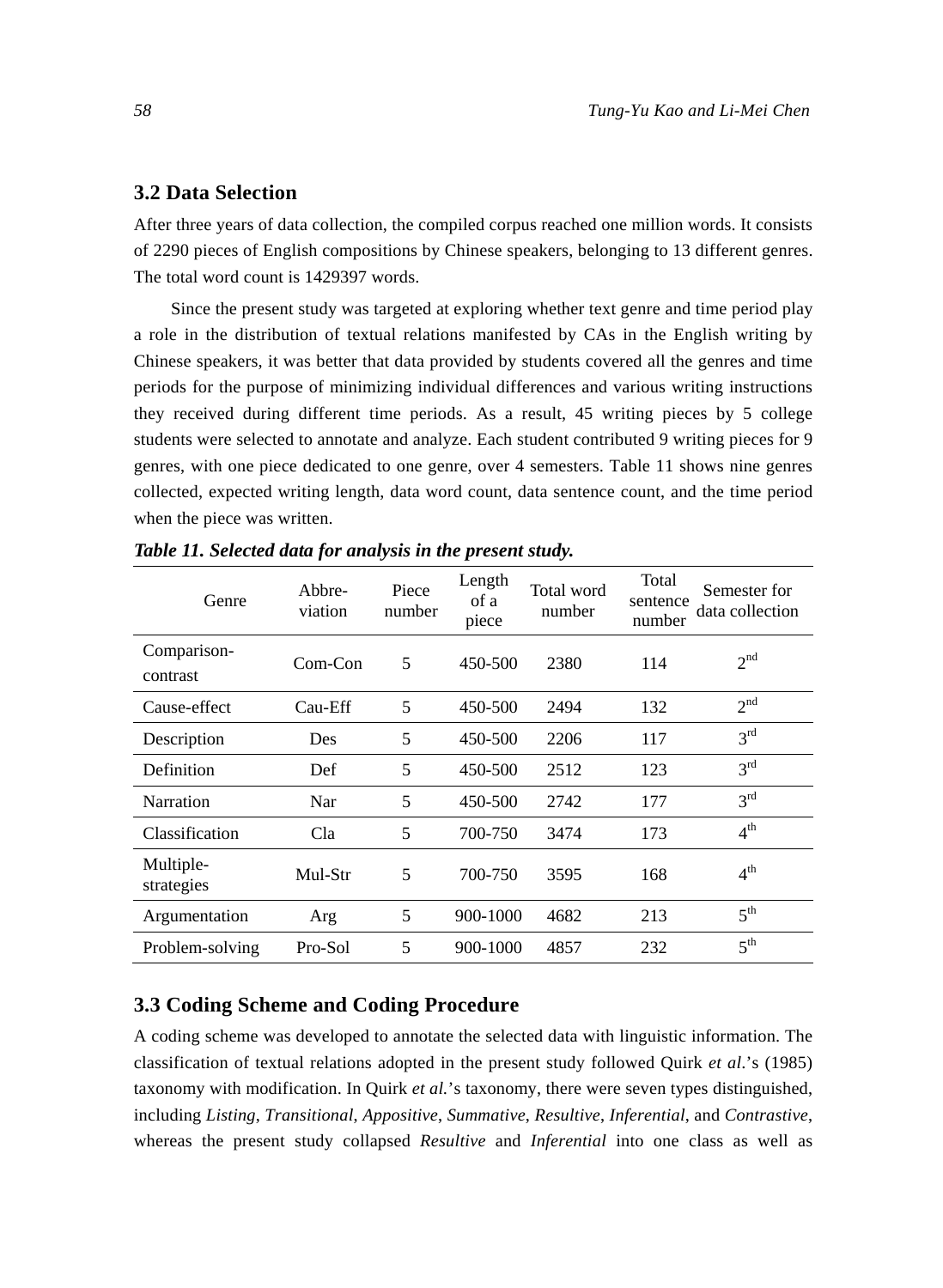### 3.2 Data Selection

After three years of data collection, the compiled corpus reached one million words. It consists of 2290 pieces of English compositions by Chinese speakers, belonging to 13 different genres. The total word count is 1429397 words.

Since the present study was targeted at exploring whether text genre and time period play a role in the distribution of textual relations manifested by CAs in the English writing by Chinese speakers, it was better that data provided by students covered all the genres and time periods for the purpose of minimizing individual differences and various writing instructions they received during different time periods. As a result, 45 writing pieces by 5 college students were selected to annotate and analyze. Each student contributed 9 writing pieces for 9 genres, with one piece dedicated to one genre, over 4 semesters. Table 11 shows nine genres collected, expected writing length, data word count, data sentence count, and the time period when the piece was written.

***Table 11. Selected data for analysis in the present study.***

| Genre | Abbre-viation | Piece number | Length of a piece | Total word number | Total sentence number | Semester for data collection |
|---|---|---|---|---|---|---|
| Comparison-contrast | Com-Con | 5 | 450-500 | 2380 | 114 | 2nd |
| Cause-effect | Cau-Eff | 5 | 450-500 | 2494 | 132 | 2nd |
| Description | Des | 5 | 450-500 | 2206 | 117 | 3rd |
| Definition | Def | 5 | 450-500 | 2512 | 123 | 3rd |
| Narration | Nar | 5 | 450-500 | 2742 | 177 | 3rd |
| Classification | Cla | 5 | 700-750 | 3474 | 173 | 4th |
| Multiple-strategies | Mul-Str | 5 | 700-750 | 3595 | 168 | 4th |
| Argumentation | Arg | 5 | 900-1000 | 4682 | 213 | 5th |
| Problem-solving | Pro-Sol | 5 | 900-1000 | 4857 | 232 | 5th |

### 3.3 Coding Scheme and Coding Procedure

A coding scheme was developed to annotate the selected data with linguistic information. The classification of textual relations adopted in the present study followed Quirk *et al*.'s (1985) taxonomy with modification. In Quirk *et al.*'s taxonomy, there were seven types distinguished, including *Listing*, *Transitional*, *Appositive*, *Summative*, *Resultive*, *Inferential*, and *Contrastive*, whereas the present study collapsed *Resultive* and *Inferential* into one class as well as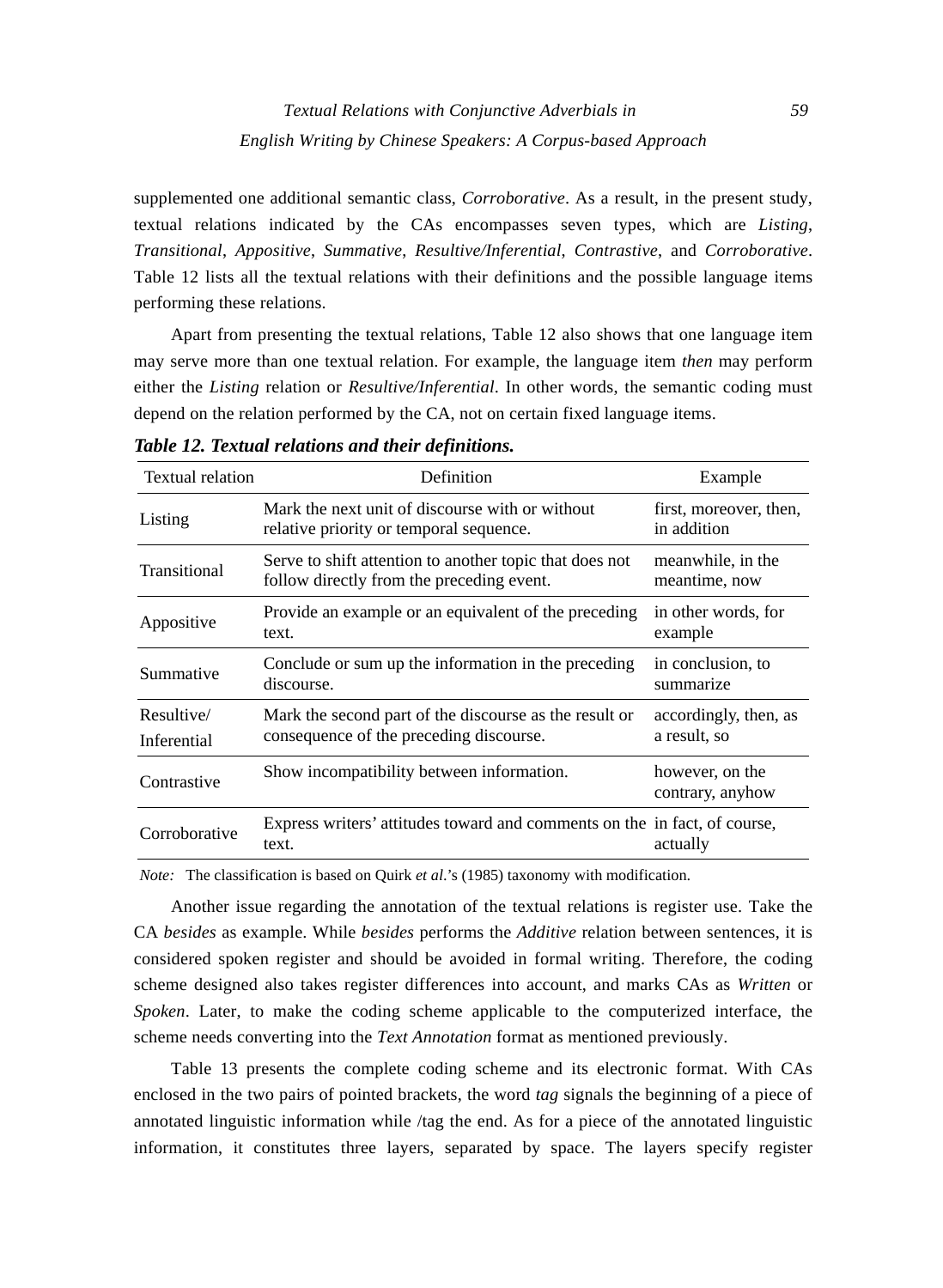supplemented one additional semantic class, *Corroborative*. As a result, in the present study, textual relations indicated by the CAs encompasses seven types, which are *Listing*, *Transitional*, *Appositive*, *Summative*, *Resultive/Inferential*, *Contrastive*, and *Corroborative*. Table 12 lists all the textual relations with their definitions and the possible language items performing these relations.

Apart from presenting the textual relations, Table 12 also shows that one language item may serve more than one textual relation. For example, the language item *then* may perform either the *Listing* relation or *Resultive/Inferential*. In other words, the semantic coding must depend on the relation performed by the CA, not on certain fixed language items.

***Table 12. Textual relations and their definitions.***

| Textual relation | Definition | Example |
|---|---|---|
| Listing | Mark the next unit of discourse with or without relative priority or temporal sequence. | first, moreover, then, in addition |
| Transitional | Serve to shift attention to another topic that does not follow directly from the preceding event. | meanwhile, in the meantime, now |
| Appositive | Provide an example or an equivalent of the preceding text. | in other words, for example |
| Summative | Conclude or sum up the information in the preceding discourse. | in conclusion, to summarize |
| Resultive/ Inferential | Mark the second part of the discourse as the result or consequence of the preceding discourse. | accordingly, then, as a result, so |
| Contrastive | Show incompatibility between information. | however, on the contrary, anyhow |
| Corroborative | Express writers' attitudes toward and comments on the text. | in fact, of course, actually |

*Note:* The classification is based on Quirk *et al*.'s (1985) taxonomy with modification.

Another issue regarding the annotation of the textual relations is register use. Take the CA *besides* as example. While *besides* performs the *Additive* relation between sentences, it is considered spoken register and should be avoided in formal writing. Therefore, the coding scheme designed also takes register differences into account, and marks CAs as *Written* or *Spoken*. Later, to make the coding scheme applicable to the computerized interface, the scheme needs converting into the *Text Annotation* format as mentioned previously.

Table 13 presents the complete coding scheme and its electronic format. With CAs enclosed in the two pairs of pointed brackets, the word *tag* signals the beginning of a piece of annotated linguistic information while /tag the end. As for a piece of the annotated linguistic information, it constitutes three layers, separated by space. The layers specify register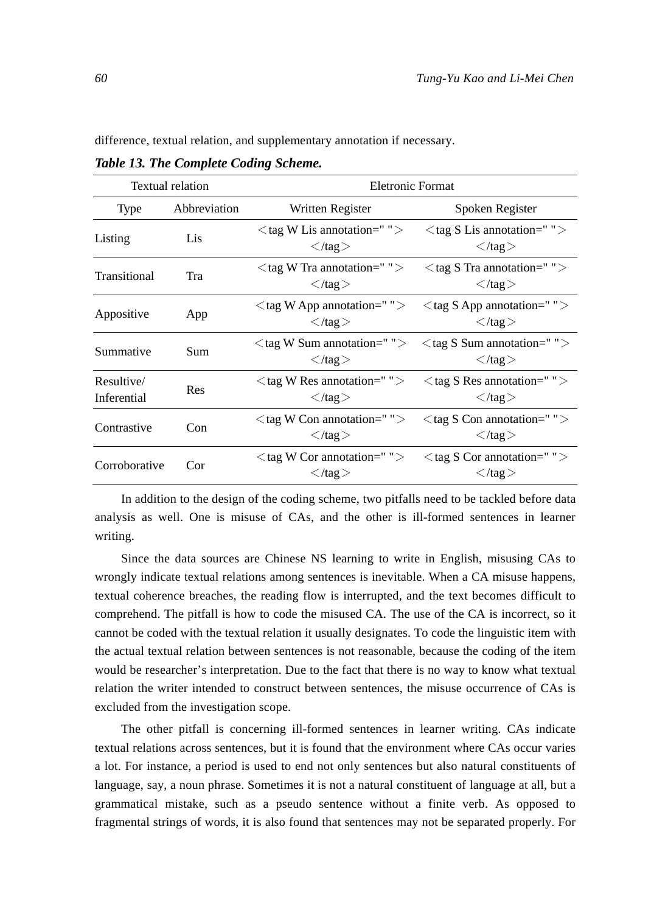difference, textual relation, and supplementary annotation if necessary.

***Table 13. The Complete Coding Scheme.***

| Textual relation | | Eletronic Format | |
|---|---|---|---|
| Type | Abbreviation | Written Register | Spoken Register |
| Listing | Lis | ＜tag W Lis annotation=" "＞ ＜/tag＞ | ＜tag S Lis annotation=" "＞ ＜/tag＞ |
| Transitional | Tra | ＜tag W Tra annotation=" "＞ ＜/tag＞ | ＜tag S Tra annotation=" "＞ ＜/tag＞ |
| Appositive | App | ＜tag W App annotation=" "＞ ＜/tag＞ | ＜tag S App annotation=" "＞ ＜/tag＞ |
| Summative | Sum | ＜tag W Sum annotation=" "＞ ＜/tag＞ | ＜tag S Sum annotation=" "＞ ＜/tag＞ |
| Resultive/ Inferential | Res | ＜tag W Res annotation=" "＞ ＜/tag＞ | ＜tag S Res annotation=" "＞ ＜/tag＞ |
| Contrastive | Con | ＜tag W Con annotation=" "＞ ＜/tag＞ | ＜tag S Con annotation=" "＞ ＜/tag＞ |
| Corroborative | Cor | ＜tag W Cor annotation=" "＞ ＜/tag＞ | ＜tag S Cor annotation=" "＞ ＜/tag＞ |

In addition to the design of the coding scheme, two pitfalls need to be tackled before data analysis as well. One is misuse of CAs, and the other is ill-formed sentences in learner writing.

Since the data sources are Chinese NS learning to write in English, misusing CAs to wrongly indicate textual relations among sentences is inevitable. When a CA misuse happens, textual coherence breaches, the reading flow is interrupted, and the text becomes difficult to comprehend. The pitfall is how to code the misused CA. The use of the CA is incorrect, so it cannot be coded with the textual relation it usually designates. To code the linguistic item with the actual textual relation between sentences is not reasonable, because the coding of the item would be researcher's interpretation. Due to the fact that there is no way to know what textual relation the writer intended to construct between sentences, the misuse occurrence of CAs is excluded from the investigation scope.

The other pitfall is concerning ill-formed sentences in learner writing. CAs indicate textual relations across sentences, but it is found that the environment where CAs occur varies a lot. For instance, a period is used to end not only sentences but also natural constituents of language, say, a noun phrase. Sometimes it is not a natural constituent of language at all, but a grammatical mistake, such as a pseudo sentence without a finite verb. As opposed to fragmental strings of words, it is also found that sentences may not be separated properly. For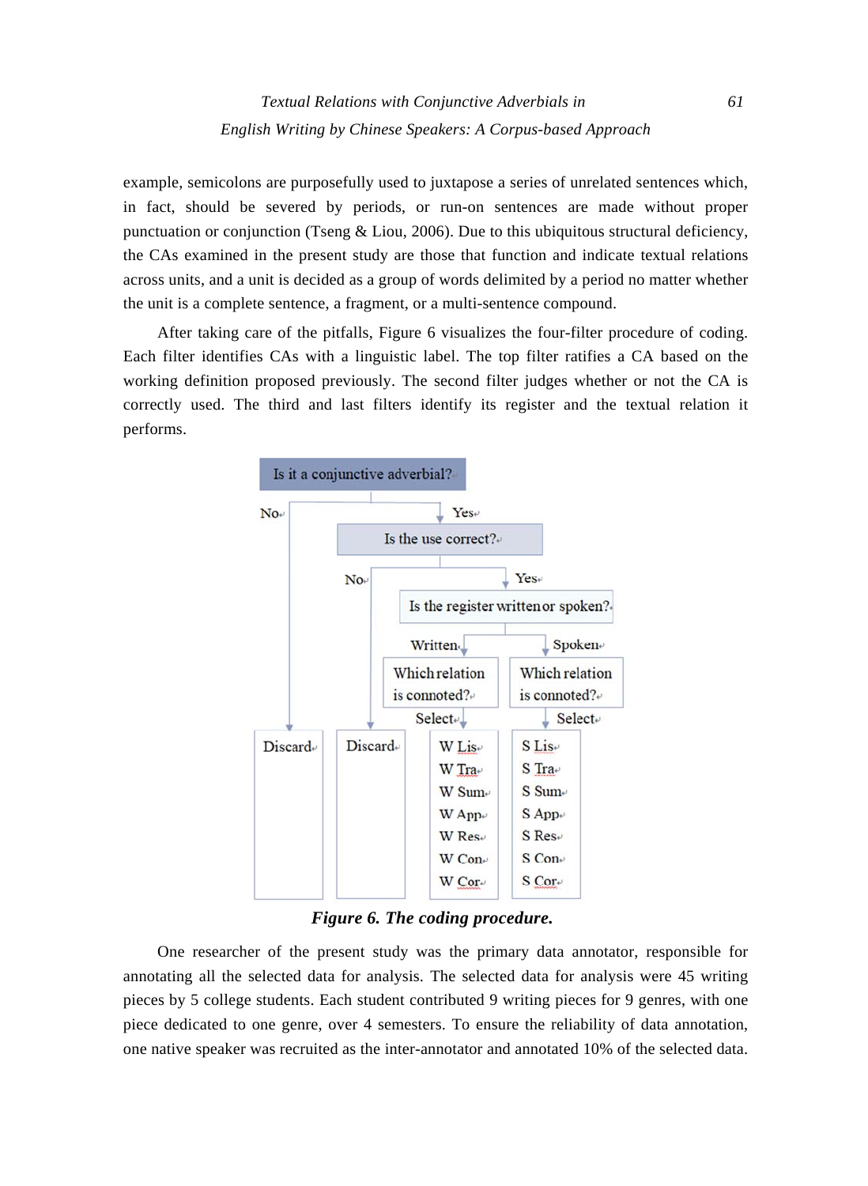example, semicolons are purposefully used to juxtapose a series of unrelated sentences which, in fact, should be severed by periods, or run-on sentences are made without proper punctuation or conjunction (Tseng & Liou, 2006). Due to this ubiquitous structural deficiency, the CAs examined in the present study are those that function and indicate textual relations across units, and a unit is decided as a group of words delimited by a period no matter whether the unit is a complete sentence, a fragment, or a multi-sentence compound.

After taking care of the pitfalls, Figure 6 visualizes the four-filter procedure of coding. Each filter identifies CAs with a linguistic label. The top filter ratifies a CA based on the working definition proposed previously. The second filter judges whether or not the CA is correctly used. The third and last filters identify its register and the textual relation it performs.

Is it a conjunctive adverbial?
- No → Discard
- Yes → Is the use correct?
  - No → Discard
  - Yes → Is the register written or spoken?
    - Written → Which relation is connoted? → Select: W Lis, W Tra, W Sum, W App, W Res, W Con, W Cor
    - Spoken → Which relation is connoted? → Select: S Lis, S Tra, S Sum, S App, S Res, S Con, S Cor

***Figure 6. The coding procedure.***

One researcher of the present study was the primary data annotator, responsible for annotating all the selected data for analysis. The selected data for analysis were 45 writing pieces by 5 college students. Each student contributed 9 writing pieces for 9 genres, with one piece dedicated to one genre, over 4 semesters. To ensure the reliability of data annotation, one native speaker was recruited as the inter-annotator and annotated 10% of the selected data.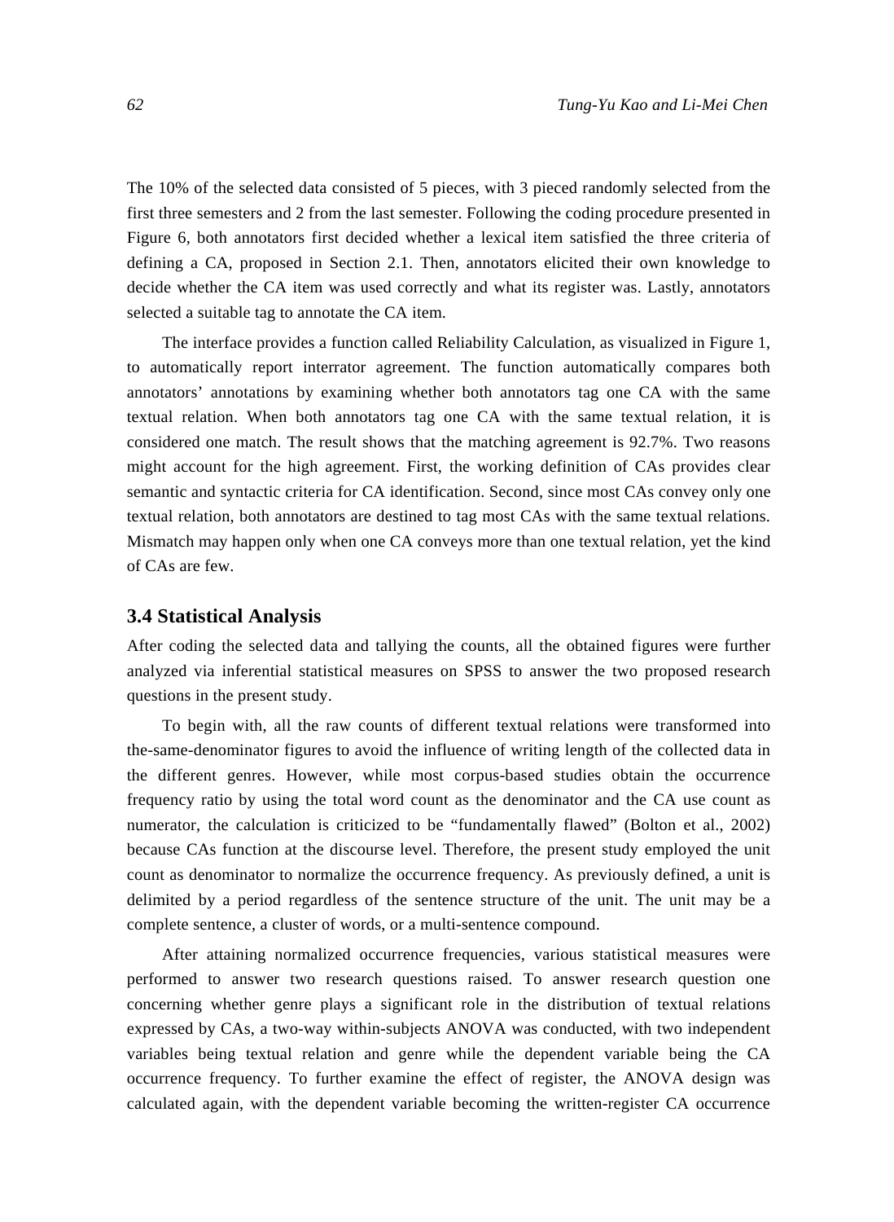The 10% of the selected data consisted of 5 pieces, with 3 pieced randomly selected from the first three semesters and 2 from the last semester. Following the coding procedure presented in Figure 6, both annotators first decided whether a lexical item satisfied the three criteria of defining a CA, proposed in Section 2.1. Then, annotators elicited their own knowledge to decide whether the CA item was used correctly and what its register was. Lastly, annotators selected a suitable tag to annotate the CA item.

The interface provides a function called Reliability Calculation, as visualized in Figure 1, to automatically report interrator agreement. The function automatically compares both annotators' annotations by examining whether both annotators tag one CA with the same textual relation. When both annotators tag one CA with the same textual relation, it is considered one match. The result shows that the matching agreement is 92.7%. Two reasons might account for the high agreement. First, the working definition of CAs provides clear semantic and syntactic criteria for CA identification. Second, since most CAs convey only one textual relation, both annotators are destined to tag most CAs with the same textual relations. Mismatch may happen only when one CA conveys more than one textual relation, yet the kind of CAs are few.

### 3.4 Statistical Analysis

After coding the selected data and tallying the counts, all the obtained figures were further analyzed via inferential statistical measures on SPSS to answer the two proposed research questions in the present study.

To begin with, all the raw counts of different textual relations were transformed into the-same-denominator figures to avoid the influence of writing length of the collected data in the different genres. However, while most corpus-based studies obtain the occurrence frequency ratio by using the total word count as the denominator and the CA use count as numerator, the calculation is criticized to be "fundamentally flawed" (Bolton et al., 2002) because CAs function at the discourse level. Therefore, the present study employed the unit count as denominator to normalize the occurrence frequency. As previously defined, a unit is delimited by a period regardless of the sentence structure of the unit. The unit may be a complete sentence, a cluster of words, or a multi-sentence compound.

After attaining normalized occurrence frequencies, various statistical measures were performed to answer two research questions raised. To answer research question one concerning whether genre plays a significant role in the distribution of textual relations expressed by CAs, a two-way within-subjects ANOVA was conducted, with two independent variables being textual relation and genre while the dependent variable being the CA occurrence frequency. To further examine the effect of register, the ANOVA design was calculated again, with the dependent variable becoming the written-register CA occurrence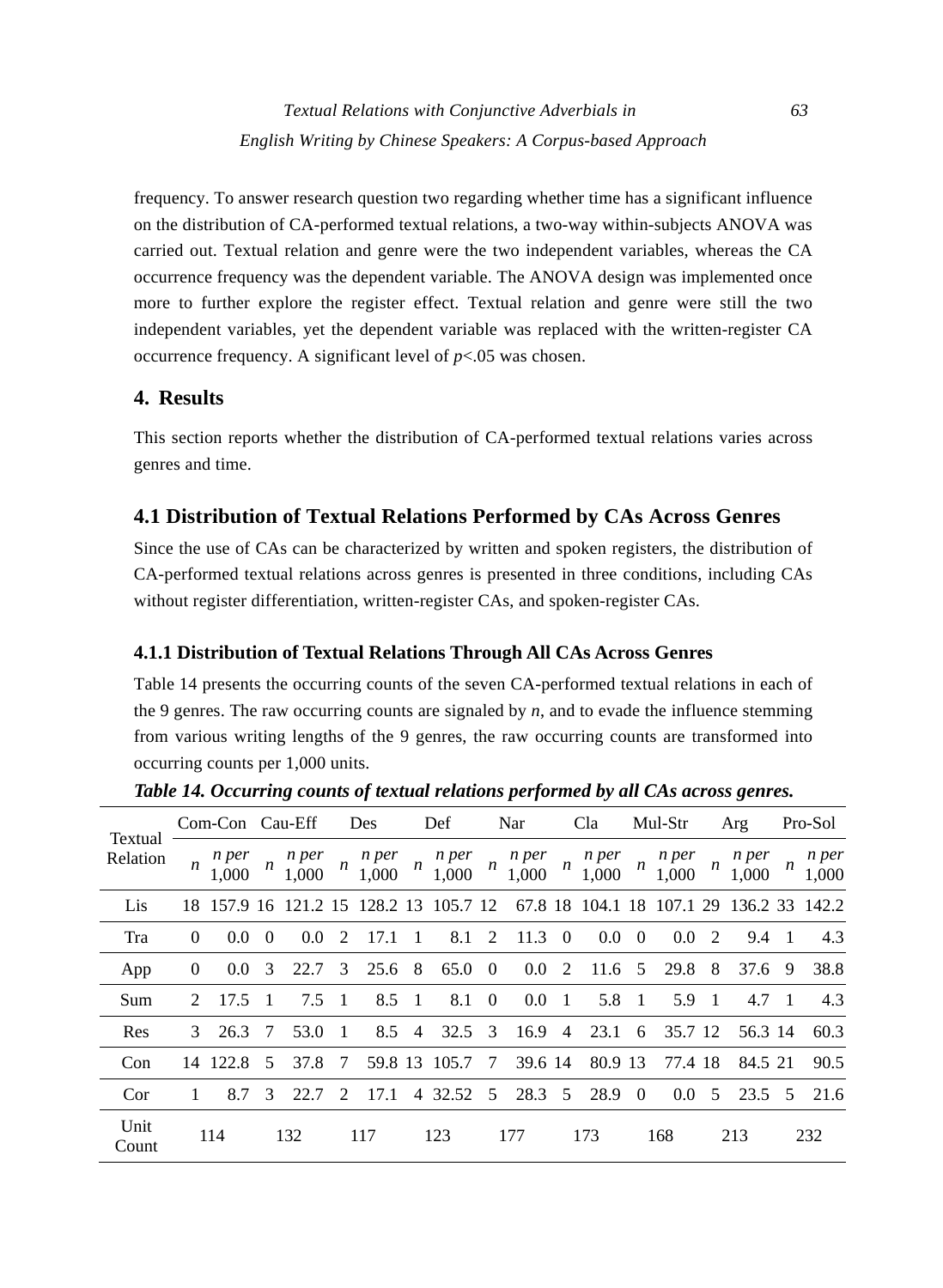frequency. To answer research question two regarding whether time has a significant influence on the distribution of CA-performed textual relations, a two-way within-subjects ANOVA was carried out. Textual relation and genre were the two independent variables, whereas the CA occurrence frequency was the dependent variable. The ANOVA design was implemented once more to further explore the register effect. Textual relation and genre were still the two independent variables, yet the dependent variable was replaced with the written-register CA occurrence frequency. A significant level of $p<.05$ was chosen.

## 4. Results

This section reports whether the distribution of CA-performed textual relations varies across genres and time.

### 4.1 Distribution of Textual Relations Performed by CAs Across Genres

Since the use of CAs can be characterized by written and spoken registers, the distribution of CA-performed textual relations across genres is presented in three conditions, including CAs without register differentiation, written-register CAs, and spoken-register CAs.

#### 4.1.1 Distribution of Textual Relations Through All CAs Across Genres

Table 14 presents the occurring counts of the seven CA-performed textual relations in each of the 9 genres. The raw occurring counts are signaled by *n*, and to evade the influence stemming from various writing lengths of the 9 genres, the raw occurring counts are transformed into occurring counts per 1,000 units.

***Table 14. Occurring counts of textual relations performed by all CAs across genres.***

| Textual Relation | Com-Con | | Cau-Eff | | Des | | Def | | Nar | | Cla | | Mul-Str | | Arg | | Pro-Sol | |
|---|---|---|---|---|---|---|---|---|---|---|---|---|---|---|---|---|---|---|
| | *n* | *n per 1,000* | *n* | *n per 1,000* | *n* | *n per 1,000* | *n* | *n per 1,000* | *n* | *n per 1,000* | *n* | *n per 1,000* | *n* | *n per 1,000* | *n* | *n per 1,000* | *n* | *n per 1,000* |
| Lis | 18 | 157.9 | 16 | 121.2 | 15 | 128.2 | 13 | 105.7 | 12 | 67.8 | 18 | 104.1 | 18 | 107.1 | 29 | 136.2 | 33 | 142.2 |
| Tra | 0 | 0.0 | 0 | 0.0 | 2 | 17.1 | 1 | 8.1 | 2 | 11.3 | 0 | 0.0 | 0 | 0.0 | 2 | 9.4 | 1 | 4.3 |
| App | 0 | 0.0 | 3 | 22.7 | 3 | 25.6 | 8 | 65.0 | 0 | 0.0 | 2 | 11.6 | 5 | 29.8 | 8 | 37.6 | 9 | 38.8 |
| Sum | 2 | 17.5 | 1 | 7.5 | 1 | 8.5 | 1 | 8.1 | 0 | 0.0 | 1 | 5.8 | 1 | 5.9 | 1 | 4.7 | 1 | 4.3 |
| Res | 3 | 26.3 | 7 | 53.0 | 1 | 8.5 | 4 | 32.5 | 3 | 16.9 | 4 | 23.1 | 6 | 35.7 | 12 | 56.3 | 14 | 60.3 |
| Con | 14 | 122.8 | 5 | 37.8 | 7 | 59.8 | 13 | 105.7 | 7 | 39.6 | 14 | 80.9 | 13 | 77.4 | 18 | 84.5 | 21 | 90.5 |
| Cor | 1 | 8.7 | 3 | 22.7 | 2 | 17.1 | 4 | 32.52 | 5 | 28.3 | 5 | 28.9 | 0 | 0.0 | 5 | 23.5 | 5 | 21.6 |
| Unit Count | 114 | | 132 | | 117 | | 123 | | 177 | | 173 | | 168 | | 213 | | 232 | |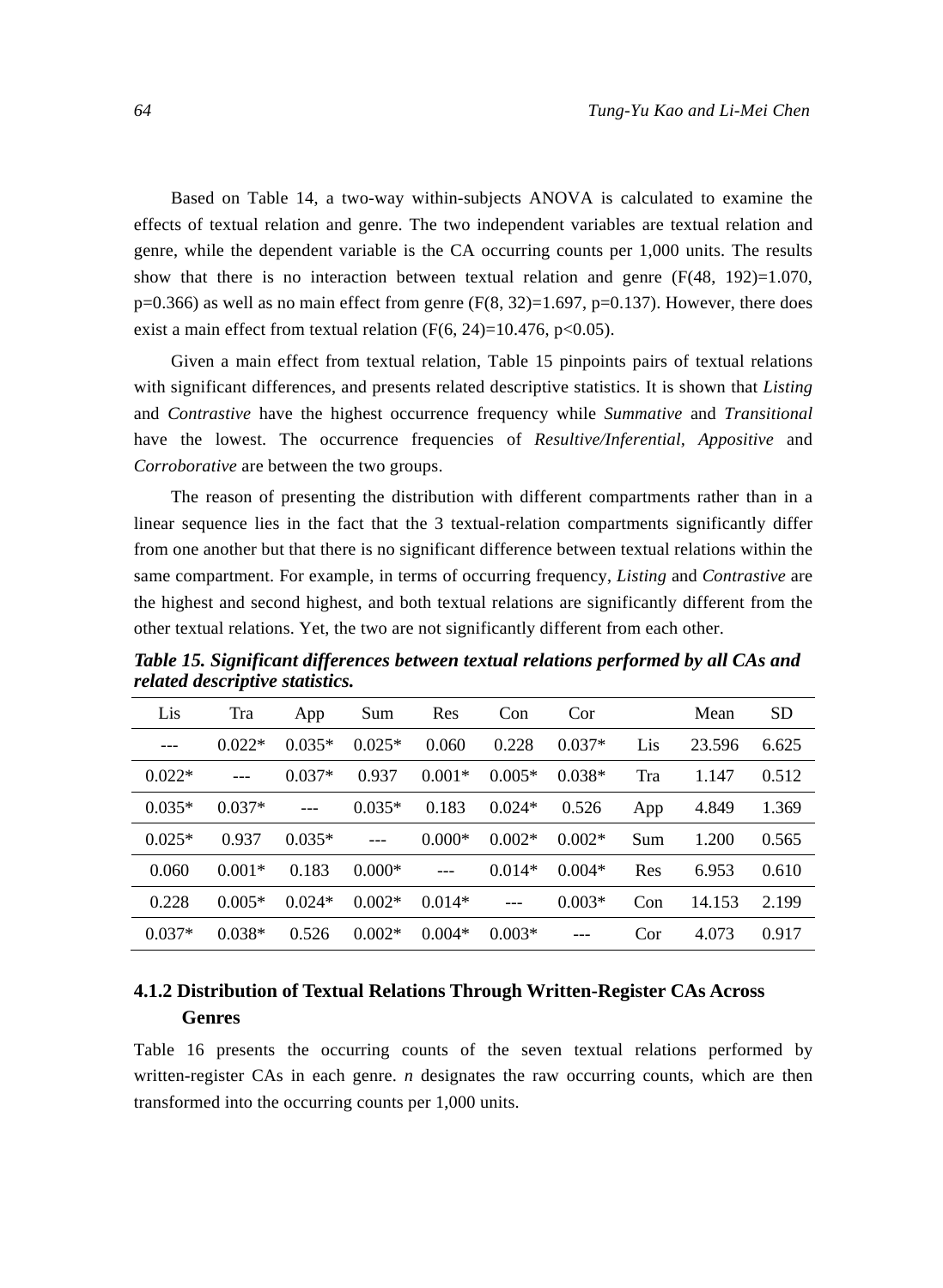Based on Table 14, a two-way within-subjects ANOVA is calculated to examine the effects of textual relation and genre. The two independent variables are textual relation and genre, while the dependent variable is the CA occurring counts per 1,000 units. The results show that there is no interaction between textual relation and genre ($F(48, 192)=1.070$, $p=0.366$) as well as no main effect from genre ($F(8, 32)=1.697$, $p=0.137$). However, there does exist a main effect from textual relation ($F(6, 24)=10.476$, $p<0.05$).

Given a main effect from textual relation, Table 15 pinpoints pairs of textual relations with significant differences, and presents related descriptive statistics. It is shown that *Listing* and *Contrastive* have the highest occurrence frequency while *Summative* and *Transitional* have the lowest. The occurrence frequencies of *Resultive/Inferential, Appositive* and *Corroborative* are between the two groups.

The reason of presenting the distribution with different compartments rather than in a linear sequence lies in the fact that the 3 textual-relation compartments significantly differ from one another but that there is no significant difference between textual relations within the same compartment. For example, in terms of occurring frequency, *Listing* and *Contrastive* are the highest and second highest, and both textual relations are significantly different from the other textual relations. Yet, the two are not significantly different from each other.

***Table 15. Significant differences between textual relations performed by all CAs and related descriptive statistics.***

| Lis | Tra | App | Sum | Res | Con | Cor | | Mean | SD |
|---|---|---|---|---|---|---|---|---|---|
| --- | 0.022* | 0.035* | 0.025* | 0.060 | 0.228 | 0.037* | Lis | 23.596 | 6.625 |
| 0.022* | --- | 0.037* | 0.937 | 0.001* | 0.005* | 0.038* | Tra | 1.147 | 0.512 |
| 0.035* | 0.037* | --- | 0.035* | 0.183 | 0.024* | 0.526 | App | 4.849 | 1.369 |
| 0.025* | 0.937 | 0.035* | --- | 0.000* | 0.002* | 0.002* | Sum | 1.200 | 0.565 |
| 0.060 | 0.001* | 0.183 | 0.000* | --- | 0.014* | 0.004* | Res | 6.953 | 0.610 |
| 0.228 | 0.005* | 0.024* | 0.002* | 0.014* | --- | 0.003* | Con | 14.153 | 2.199 |
| 0.037* | 0.038* | 0.526 | 0.002* | 0.004* | 0.003* | --- | Cor | 4.073 | 0.917 |

### 4.1.2 Distribution of Textual Relations Through Written-Register CAs Across Genres

Table 16 presents the occurring counts of the seven textual relations performed by written-register CAs in each genre. *n* designates the raw occurring counts, which are then transformed into the occurring counts per 1,000 units.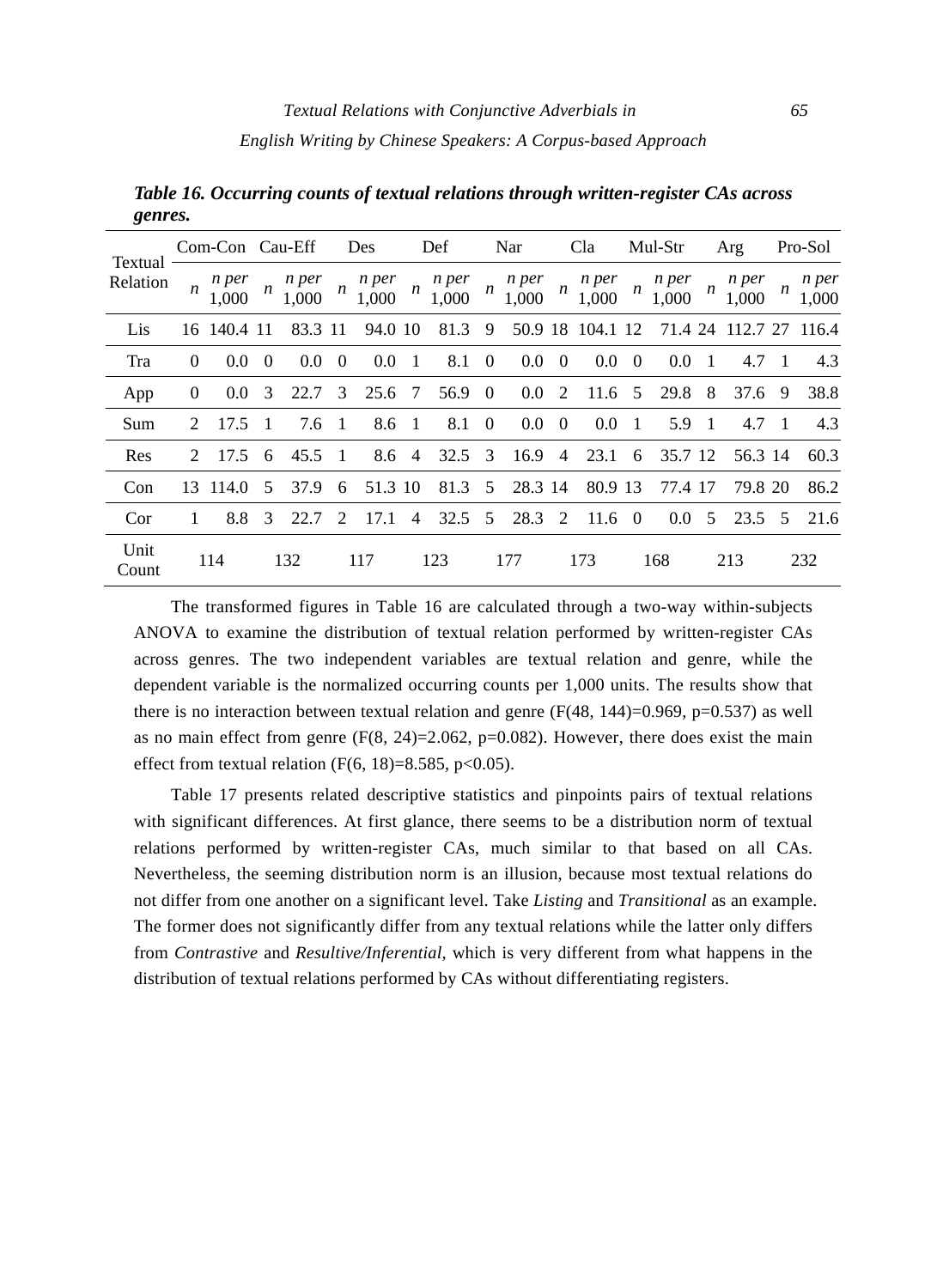***Table 16. Occurring counts of textual relations through written-register CAs across genres.***

| Textual Relation | Com-Con | | Cau-Eff | | Des | | Def | | Nar | | Cla | | Mul-Str | | Arg | | Pro-Sol | |
|---|---|---|---|---|---|---|---|---|---|---|---|---|---|---|---|---|---|---|
| | *n* | *n per 1,000* | *n* | *n per 1,000* | *n* | *n per 1,000* | *n* | *n per 1,000* | *n* | *n per 1,000* | *n* | *n per 1,000* | *n* | *n per 1,000* | *n* | *n per 1,000* | *n* | *n per 1,000* |
| Lis | 16 | 140.4 | 11 | 83.3 | 11 | 94.0 | 10 | 81.3 | 9 | 50.9 | 18 | 104.1 | 12 | 71.4 | 24 | 112.7 | 27 | 116.4 |
| Tra | 0 | 0.0 | 0 | 0.0 | 0 | 0.0 | 1 | 8.1 | 0 | 0.0 | 0 | 0.0 | 0 | 0.0 | 1 | 4.7 | 1 | 4.3 |
| App | 0 | 0.0 | 3 | 22.7 | 3 | 25.6 | 7 | 56.9 | 0 | 0.0 | 2 | 11.6 | 5 | 29.8 | 8 | 37.6 | 9 | 38.8 |
| Sum | 2 | 17.5 | 1 | 7.6 | 1 | 8.6 | 1 | 8.1 | 0 | 0.0 | 0 | 0.0 | 1 | 5.9 | 1 | 4.7 | 1 | 4.3 |
| Res | 2 | 17.5 | 6 | 45.5 | 1 | 8.6 | 4 | 32.5 | 3 | 16.9 | 4 | 23.1 | 6 | 35.7 | 12 | 56.3 | 14 | 60.3 |
| Con | 13 | 114.0 | 5 | 37.9 | 6 | 51.3 | 10 | 81.3 | 5 | 28.3 | 14 | 80.9 | 13 | 77.4 | 17 | 79.8 | 20 | 86.2 |
| Cor | 1 | 8.8 | 3 | 22.7 | 2 | 17.1 | 4 | 32.5 | 5 | 28.3 | 2 | 11.6 | 0 | 0.0 | 5 | 23.5 | 5 | 21.6 |
| Unit Count | 114 | | 132 | | 117 | | 123 | | 177 | | 173 | | 168 | | 213 | | 232 | |

The transformed figures in Table 16 are calculated through a two-way within-subjects ANOVA to examine the distribution of textual relation performed by written-register CAs across genres. The two independent variables are textual relation and genre, while the dependent variable is the normalized occurring counts per 1,000 units. The results show that there is no interaction between textual relation and genre ($F(48, 144)=0.969$, $p=0.537$) as well as no main effect from genre ($F(8, 24)=2.062$, $p=0.082$). However, there does exist the main effect from textual relation ($F(6, 18)=8.585$, $p<0.05$).

Table 17 presents related descriptive statistics and pinpoints pairs of textual relations with significant differences. At first glance, there seems to be a distribution norm of textual relations performed by written-register CAs, much similar to that based on all CAs. Nevertheless, the seeming distribution norm is an illusion, because most textual relations do not differ from one another on a significant level. Take *Listing* and *Transitional* as an example. The former does not significantly differ from any textual relations while the latter only differs from *Contrastive* and *Resultive/Inferential*, which is very different from what happens in the distribution of textual relations performed by CAs without differentiating registers.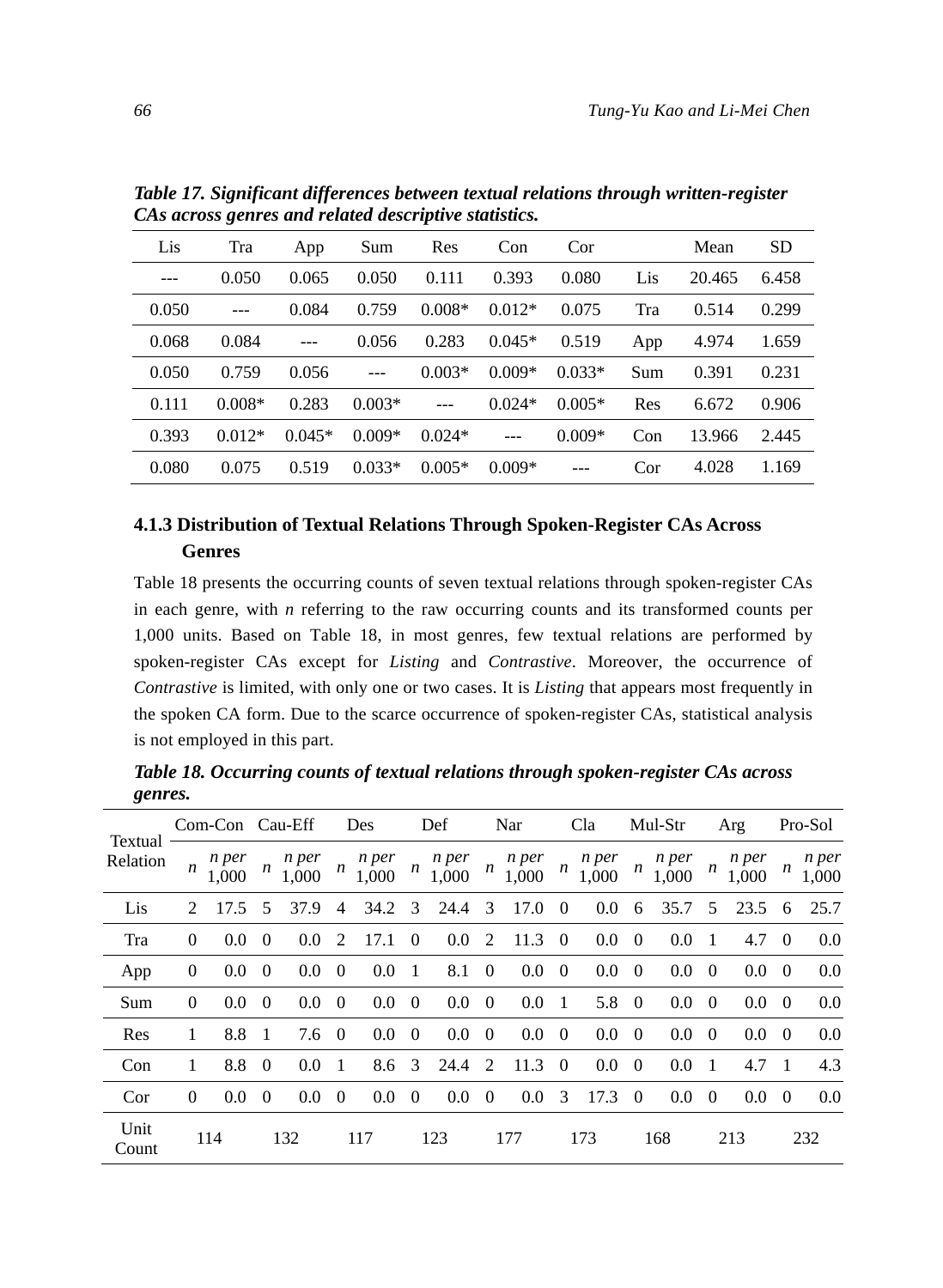***Table 17. Significant differences between textual relations through written-register CAs across genres and related descriptive statistics.***

| Lis | Tra | App | Sum | Res | Con | Cor | | Mean | SD |
|---|---|---|---|---|---|---|---|---|---|
| --- | 0.050 | 0.065 | 0.050 | 0.111 | 0.393 | 0.080 | Lis | 20.465 | 6.458 |
| 0.050 | --- | 0.084 | 0.759 | 0.008* | 0.012* | 0.075 | Tra | 0.514 | 0.299 |
| 0.068 | 0.084 | --- | 0.056 | 0.283 | 0.045* | 0.519 | App | 4.974 | 1.659 |
| 0.050 | 0.759 | 0.056 | --- | 0.003* | 0.009* | 0.033* | Sum | 0.391 | 0.231 |
| 0.111 | 0.008* | 0.283 | 0.003* | --- | 0.024* | 0.005* | Res | 6.672 | 0.906 |
| 0.393 | 0.012* | 0.045* | 0.009* | 0.024* | --- | 0.009* | Con | 13.966 | 2.445 |
| 0.080 | 0.075 | 0.519 | 0.033* | 0.005* | 0.009* | --- | Cor | 4.028 | 1.169 |

### 4.1.3 Distribution of Textual Relations Through Spoken-Register CAs Across Genres

Table 18 presents the occurring counts of seven textual relations through spoken-register CAs in each genre, with *n* referring to the raw occurring counts and its transformed counts per 1,000 units. Based on Table 18, in most genres, few textual relations are performed by spoken-register CAs except for *Listing* and *Contrastive*. Moreover, the occurrence of *Contrastive* is limited, with only one or two cases. It is *Listing* that appears most frequently in the spoken CA form. Due to the scarce occurrence of spoken-register CAs, statistical analysis is not employed in this part.

***Table 18. Occurring counts of textual relations through spoken-register CAs across genres.***

| Textual Relation | Com-Con | | Cau-Eff | | Des | | Def | | Nar | | Cla | | Mul-Str | | Arg | | Pro-Sol | |
|---|---|---|---|---|---|---|---|---|---|---|---|---|---|---|---|---|---|---|
| | *n* | *n per 1,000* | *n* | *n per 1,000* | *n* | *n per 1,000* | *n* | *n per 1,000* | *n* | *n per 1,000* | *n* | *n per 1,000* | *n* | *n per 1,000* | *n* | *n per 1,000* | *n* | *n per 1,000* |
| Lis | 2 | 17.5 | 5 | 37.9 | 4 | 34.2 | 3 | 24.4 | 3 | 17.0 | 0 | 0.0 | 6 | 35.7 | 5 | 23.5 | 6 | 25.7 |
| Tra | 0 | 0.0 | 0 | 0.0 | 2 | 17.1 | 0 | 0.0 | 2 | 11.3 | 0 | 0.0 | 0 | 0.0 | 1 | 4.7 | 0 | 0.0 |
| App | 0 | 0.0 | 0 | 0.0 | 0 | 0.0 | 1 | 8.1 | 0 | 0.0 | 0 | 0.0 | 0 | 0.0 | 0 | 0.0 | 0 | 0.0 |
| Sum | 0 | 0.0 | 0 | 0.0 | 0 | 0.0 | 0 | 0.0 | 0 | 0.0 | 1 | 5.8 | 0 | 0.0 | 0 | 0.0 | 0 | 0.0 |
| Res | 1 | 8.8 | 1 | 7.6 | 0 | 0.0 | 0 | 0.0 | 0 | 0.0 | 0 | 0.0 | 0 | 0.0 | 0 | 0.0 | 0 | 0.0 |
| Con | 1 | 8.8 | 0 | 0.0 | 1 | 8.6 | 3 | 24.4 | 2 | 11.3 | 0 | 0.0 | 0 | 0.0 | 1 | 4.7 | 1 | 4.3 |
| Cor | 0 | 0.0 | 0 | 0.0 | 0 | 0.0 | 0 | 0.0 | 0 | 0.0 | 3 | 17.3 | 0 | 0.0 | 0 | 0.0 | 0 | 0.0 |
| Unit Count | 114 | | 132 | | 117 | | 123 | | 177 | | 173 | | 168 | | 213 | | 232 | |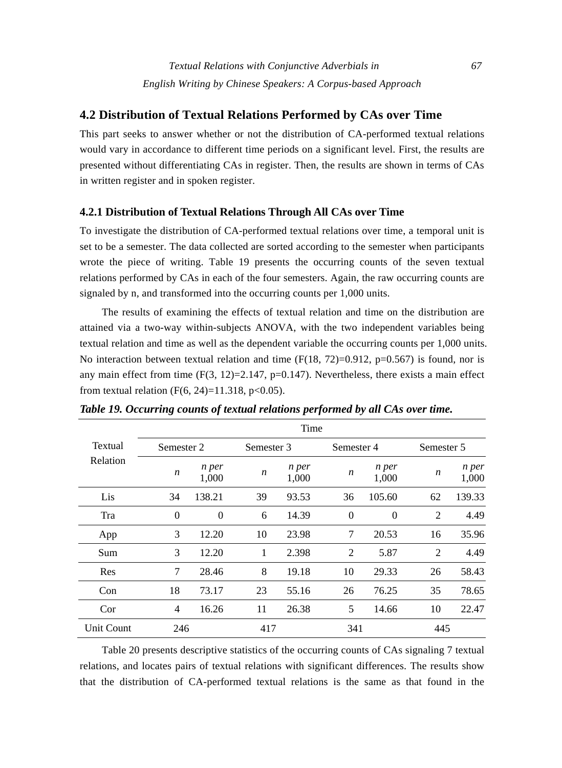## 4.2 Distribution of Textual Relations Performed by CAs over Time

This part seeks to answer whether or not the distribution of CA-performed textual relations would vary in accordance to different time periods on a significant level. First, the results are presented without differentiating CAs in register. Then, the results are shown in terms of CAs in written register and in spoken register.

### 4.2.1 Distribution of Textual Relations Through All CAs over Time

To investigate the distribution of CA-performed textual relations over time, a temporal unit is set to be a semester. The data collected are sorted according to the semester when participants wrote the piece of writing. Table 19 presents the occurring counts of the seven textual relations performed by CAs in each of the four semesters. Again, the raw occurring counts are signaled by n, and transformed into the occurring counts per 1,000 units.

The results of examining the effects of textual relation and time on the distribution are attained via a two-way within-subjects ANOVA, with the two independent variables being textual relation and time as well as the dependent variable the occurring counts per 1,000 units. No interaction between textual relation and time ($F(18, 72)=0.912$, $p=0.567$) is found, nor is any main effect from time ($F(3, 12)=2.147$, $p=0.147$). Nevertheless, there exists a main effect from textual relation ($F(6, 24)=11.318$, $p<0.05$).

***Table 19. Occurring counts of textual relations performed by all CAs over time.***

| Textual Relation | Time | | | | | | | |
|---|---|---|---|---|---|---|---|---|
| | Semester 2 | | Semester 3 | | Semester 4 | | Semester 5 | |
| | *n* | *n per 1,000* | *n* | *n per 1,000* | *n* | *n per 1,000* | *n* | *n per 1,000* |
| Lis | 34 | 138.21 | 39 | 93.53 | 36 | 105.60 | 62 | 139.33 |
| Tra | 0 | 0 | 6 | 14.39 | 0 | 0 | 2 | 4.49 |
| App | 3 | 12.20 | 10 | 23.98 | 7 | 20.53 | 16 | 35.96 |
| Sum | 3 | 12.20 | 1 | 2.398 | 2 | 5.87 | 2 | 4.49 |
| Res | 7 | 28.46 | 8 | 19.18 | 10 | 29.33 | 26 | 58.43 |
| Con | 18 | 73.17 | 23 | 55.16 | 26 | 76.25 | 35 | 78.65 |
| Cor | 4 | 16.26 | 11 | 26.38 | 5 | 14.66 | 10 | 22.47 |
| Unit Count | 246 | | 417 | | 341 | | 445 | |

Table 20 presents descriptive statistics of the occurring counts of CAs signaling 7 textual relations, and locates pairs of textual relations with significant differences. The results show that the distribution of CA-performed textual relations is the same as that found in the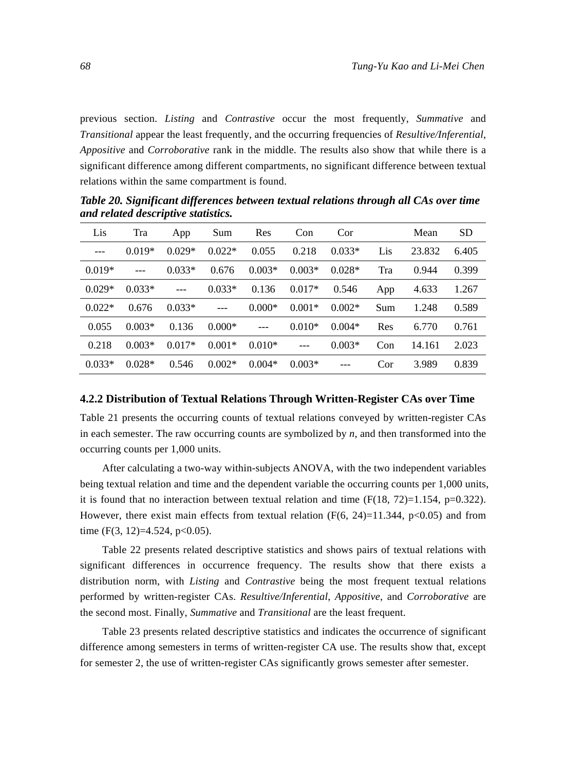previous section. *Listing* and *Contrastive* occur the most frequently, *Summative* and *Transitional* appear the least frequently, and the occurring frequencies of *Resultive/Inferential*, *Appositive* and *Corroborative* rank in the middle. The results also show that while there is a significant difference among different compartments, no significant difference between textual relations within the same compartment is found.

***Table 20. Significant differences between textual relations through all CAs over time and related descriptive statistics.***

| Lis | Tra | App | Sum | Res | Con | Cor | | Mean | SD |
|---|---|---|---|---|---|---|---|---|---|
| --- | 0.019* | 0.029* | 0.022* | 0.055 | 0.218 | 0.033* | Lis | 23.832 | 6.405 |
| 0.019* | --- | 0.033* | 0.676 | 0.003* | 0.003* | 0.028* | Tra | 0.944 | 0.399 |
| 0.029* | 0.033* | --- | 0.033* | 0.136 | 0.017* | 0.546 | App | 4.633 | 1.267 |
| 0.022* | 0.676 | 0.033* | --- | 0.000* | 0.001* | 0.002* | Sum | 1.248 | 0.589 |
| 0.055 | 0.003* | 0.136 | 0.000* | --- | 0.010* | 0.004* | Res | 6.770 | 0.761 |
| 0.218 | 0.003* | 0.017* | 0.001* | 0.010* | --- | 0.003* | Con | 14.161 | 2.023 |
| 0.033* | 0.028* | 0.546 | 0.002* | 0.004* | 0.003* | --- | Cor | 3.989 | 0.839 |

### 4.2.2 Distribution of Textual Relations Through Written-Register CAs over Time

Table 21 presents the occurring counts of textual relations conveyed by written-register CAs in each semester. The raw occurring counts are symbolized by *n*, and then transformed into the occurring counts per 1,000 units.

After calculating a two-way within-subjects ANOVA, with the two independent variables being textual relation and time and the dependent variable the occurring counts per 1,000 units, it is found that no interaction between textual relation and time ($F(18, 72)=1.154$, $p=0.322$). However, there exist main effects from textual relation ($F(6, 24)=11.344$, $p<0.05$) and from time ($F(3, 12)=4.524$, $p<0.05$).

Table 22 presents related descriptive statistics and shows pairs of textual relations with significant differences in occurrence frequency. The results show that there exists a distribution norm, with *Listing* and *Contrastive* being the most frequent textual relations performed by written-register CAs. *Resultive/Inferential*, *Appositive*, and *Corroborative* are the second most. Finally, *Summative* and *Transitional* are the least frequent.

Table 23 presents related descriptive statistics and indicates the occurrence of significant difference among semesters in terms of written-register CA use. The results show that, except for semester 2, the use of written-register CAs significantly grows semester after semester.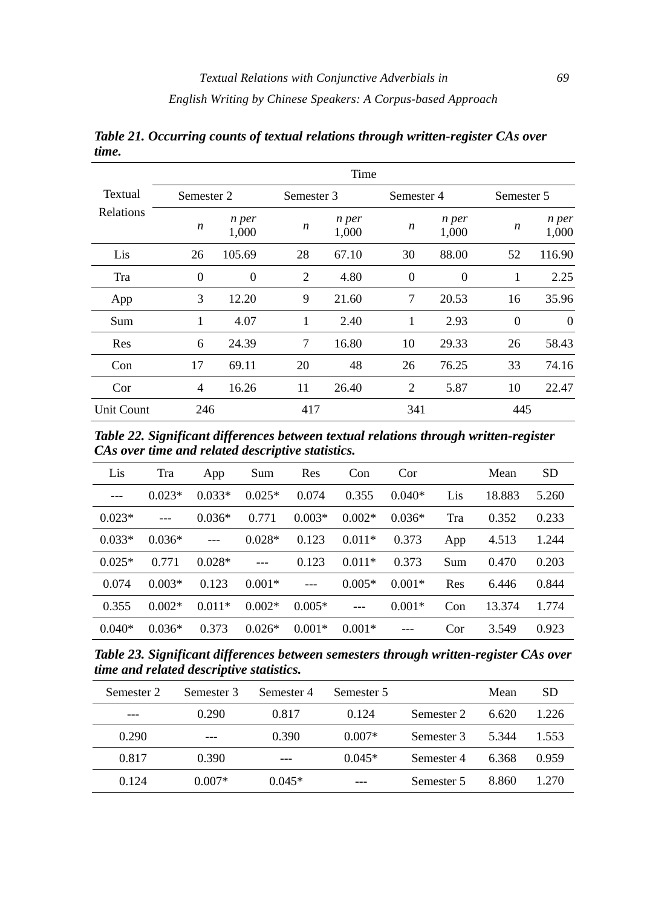***Table 21. Occurring counts of textual relations through written-register CAs over time.***

| Textual Relations | Time | | | | | | | |
|---|---|---|---|---|---|---|---|---|
| | Semester 2 | | Semester 3 | | Semester 4 | | Semester 5 | |
| | *n* | *n per 1,000* | *n* | *n per 1,000* | *n* | *n per 1,000* | *n* | *n per 1,000* |
| Lis | 26 | 105.69 | 28 | 67.10 | 30 | 88.00 | 52 | 116.90 |
| Tra | 0 | 0 | 2 | 4.80 | 0 | 0 | 1 | 2.25 |
| App | 3 | 12.20 | 9 | 21.60 | 7 | 20.53 | 16 | 35.96 |
| Sum | 1 | 4.07 | 1 | 2.40 | 1 | 2.93 | 0 | 0 |
| Res | 6 | 24.39 | 7 | 16.80 | 10 | 29.33 | 26 | 58.43 |
| Con | 17 | 69.11 | 20 | 48 | 26 | 76.25 | 33 | 74.16 |
| Cor | 4 | 16.26 | 11 | 26.40 | 2 | 5.87 | 10 | 22.47 |
| Unit Count | 246 | | 417 | | 341 | | 445 | |

***Table 22. Significant differences between textual relations through written-register CAs over time and related descriptive statistics.***

| Lis | Tra | App | Sum | Res | Con | Cor | | Mean | SD |
|---|---|---|---|---|---|---|---|---|---|
| --- | 0.023* | 0.033* | 0.025* | 0.074 | 0.355 | 0.040* | Lis | 18.883 | 5.260 |
| 0.023* | --- | 0.036* | 0.771 | 0.003* | 0.002* | 0.036* | Tra | 0.352 | 0.233 |
| 0.033* | 0.036* | --- | 0.028* | 0.123 | 0.011* | 0.373 | App | 4.513 | 1.244 |
| 0.025* | 0.771 | 0.028* | --- | 0.123 | 0.011* | 0.373 | Sum | 0.470 | 0.203 |
| 0.074 | 0.003* | 0.123 | 0.001* | --- | 0.005* | 0.001* | Res | 6.446 | 0.844 |
| 0.355 | 0.002* | 0.011* | 0.002* | 0.005* | --- | 0.001* | Con | 13.374 | 1.774 |
| 0.040* | 0.036* | 0.373 | 0.026* | 0.001* | 0.001* | --- | Cor | 3.549 | 0.923 |

***Table 23. Significant differences between semesters through written-register CAs over time and related descriptive statistics.***

| Semester 2 | Semester 3 | Semester 4 | Semester 5 | | Mean | SD |
|---|---|---|---|---|---|---|
| --- | 0.290 | 0.817 | 0.124 | Semester 2 | 6.620 | 1.226 |
| 0.290 | --- | 0.390 | 0.007* | Semester 3 | 5.344 | 1.553 |
| 0.817 | 0.390 | --- | 0.045* | Semester 4 | 6.368 | 0.959 |
| 0.124 | 0.007* | 0.045* | --- | Semester 5 | 8.860 | 1.270 |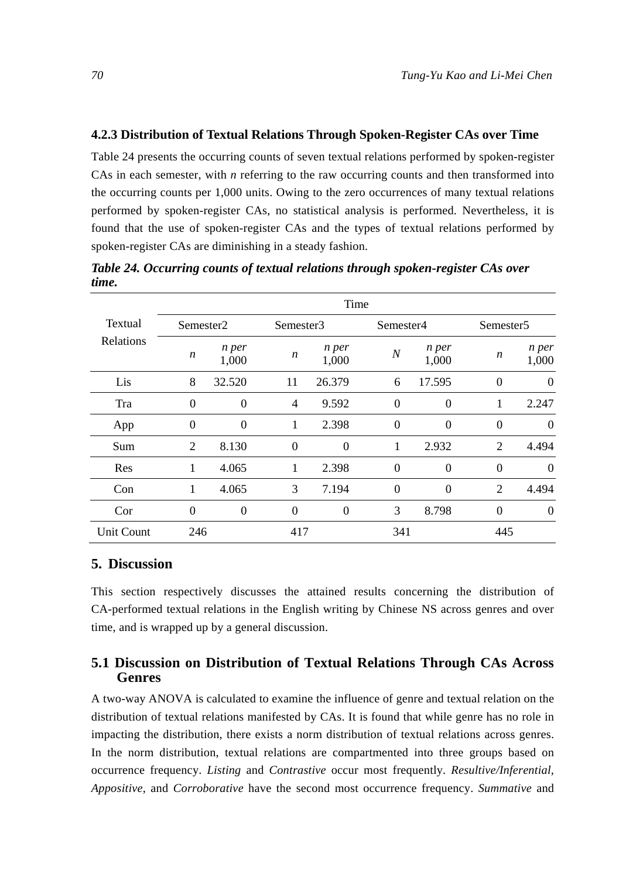### 4.2.3 Distribution of Textual Relations Through Spoken-Register CAs over Time

Table 24 presents the occurring counts of seven textual relations performed by spoken-register CAs in each semester, with *n* referring to the raw occurring counts and then transformed into the occurring counts per 1,000 units. Owing to the zero occurrences of many textual relations performed by spoken-register CAs, no statistical analysis is performed. Nevertheless, it is found that the use of spoken-register CAs and the types of textual relations performed by spoken-register CAs are diminishing in a steady fashion.

***Table 24. Occurring counts of textual relations through spoken-register CAs over time.***

| Textual Relations | Time | | | | | | | |
|---|---|---|---|---|---|---|---|---|
| | Semester2 | | Semester3 | | Semester4 | | Semester5 | |
| | *n* | *n per 1,000* | *n* | *n per 1,000* | *N* | *n per 1,000* | *n* | *n per 1,000* |
| Lis | 8 | 32.520 | 11 | 26.379 | 6 | 17.595 | 0 | 0 |
| Tra | 0 | 0 | 4 | 9.592 | 0 | 0 | 1 | 2.247 |
| App | 0 | 0 | 1 | 2.398 | 0 | 0 | 0 | 0 |
| Sum | 2 | 8.130 | 0 | 0 | 1 | 2.932 | 2 | 4.494 |
| Res | 1 | 4.065 | 1 | 2.398 | 0 | 0 | 0 | 0 |
| Con | 1 | 4.065 | 3 | 7.194 | 0 | 0 | 2 | 4.494 |
| Cor | 0 | 0 | 0 | 0 | 3 | 8.798 | 0 | 0 |
| Unit Count | 246 | | 417 | | 341 | | 445 | |

## 5. Discussion

This section respectively discusses the attained results concerning the distribution of CA-performed textual relations in the English writing by Chinese NS across genres and over time, and is wrapped up by a general discussion.

### 5.1 Discussion on Distribution of Textual Relations Through CAs Across Genres

A two-way ANOVA is calculated to examine the influence of genre and textual relation on the distribution of textual relations manifested by CAs. It is found that while genre has no role in impacting the distribution, there exists a norm distribution of textual relations across genres. In the norm distribution, textual relations are compartmented into three groups based on occurrence frequency. *Listing* and *Contrastive* occur most frequently. *Resultive/Inferential*, *Appositive*, and *Corroborative* have the second most occurrence frequency. *Summative* and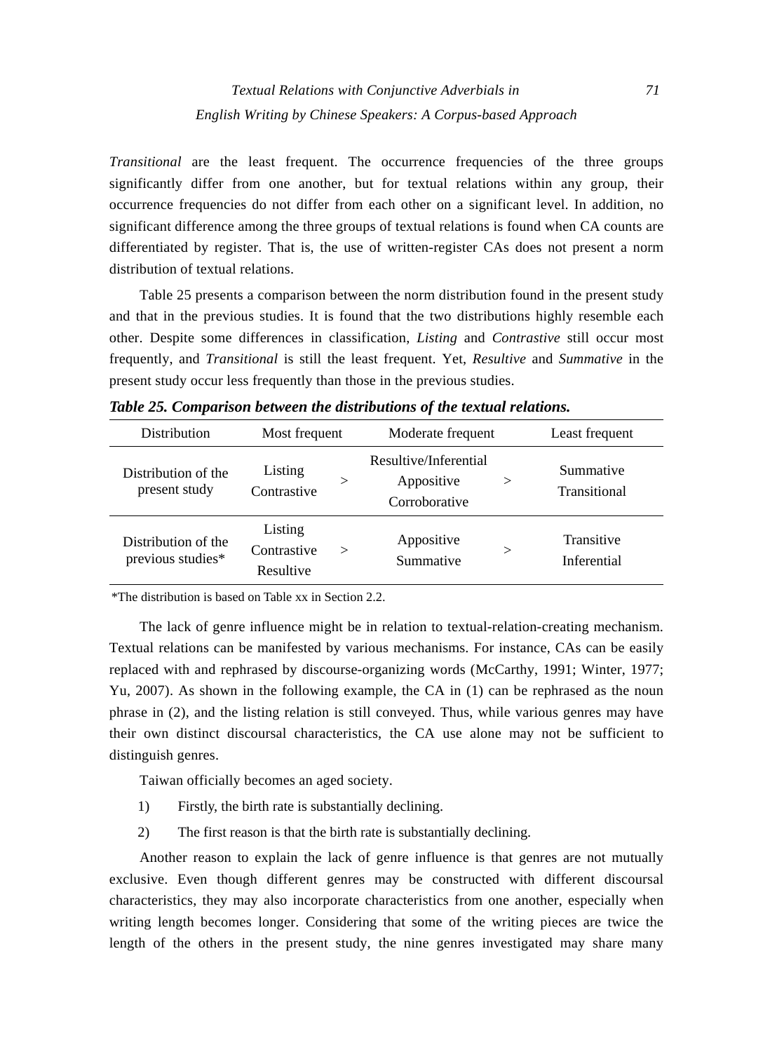*Transitional* are the least frequent. The occurrence frequencies of the three groups significantly differ from one another, but for textual relations within any group, their occurrence frequencies do not differ from each other on a significant level. In addition, no significant difference among the three groups of textual relations is found when CA counts are differentiated by register. That is, the use of written-register CAs does not present a norm distribution of textual relations.

Table 25 presents a comparison between the norm distribution found in the present study and that in the previous studies. It is found that the two distributions highly resemble each other. Despite some differences in classification, *Listing* and *Contrastive* still occur most frequently, and *Transitional* is still the least frequent. Yet, *Resultive* and *Summative* in the present study occur less frequently than those in the previous studies.

***Table 25. Comparison between the distributions of the textual relations.***

| Distribution | Most frequent | | Moderate frequent | | Least frequent |
|---|---|---|---|---|---|
| Distribution of the present study | Listing<br>Contrastive | > | Resultive/Inferential<br>Appositive<br>Corroborative | > | Summative<br>Transitional |
| Distribution of the previous studies* | Listing<br>Contrastive<br>Resultive | > | Appositive<br>Summative | > | Transitive<br>Inferential |

*The distribution is based on Table xx in Section 2.2.

The lack of genre influence might be in relation to textual-relation-creating mechanism. Textual relations can be manifested by various mechanisms. For instance, CAs can be easily replaced with and rephrased by discourse-organizing words (McCarthy, 1991; Winter, 1977; Yu, 2007). As shown in the following example, the CA in (1) can be rephrased as the noun phrase in (2), and the listing relation is still conveyed. Thus, while various genres may have their own distinct discoursal characteristics, the CA use alone may not be sufficient to distinguish genres.

Taiwan officially becomes an aged society.

1) Firstly, the birth rate is substantially declining.

2) The first reason is that the birth rate is substantially declining.

Another reason to explain the lack of genre influence is that genres are not mutually exclusive. Even though different genres may be constructed with different discoursal characteristics, they may also incorporate characteristics from one another, especially when writing length becomes longer. Considering that some of the writing pieces are twice the length of the others in the present study, the nine genres investigated may share many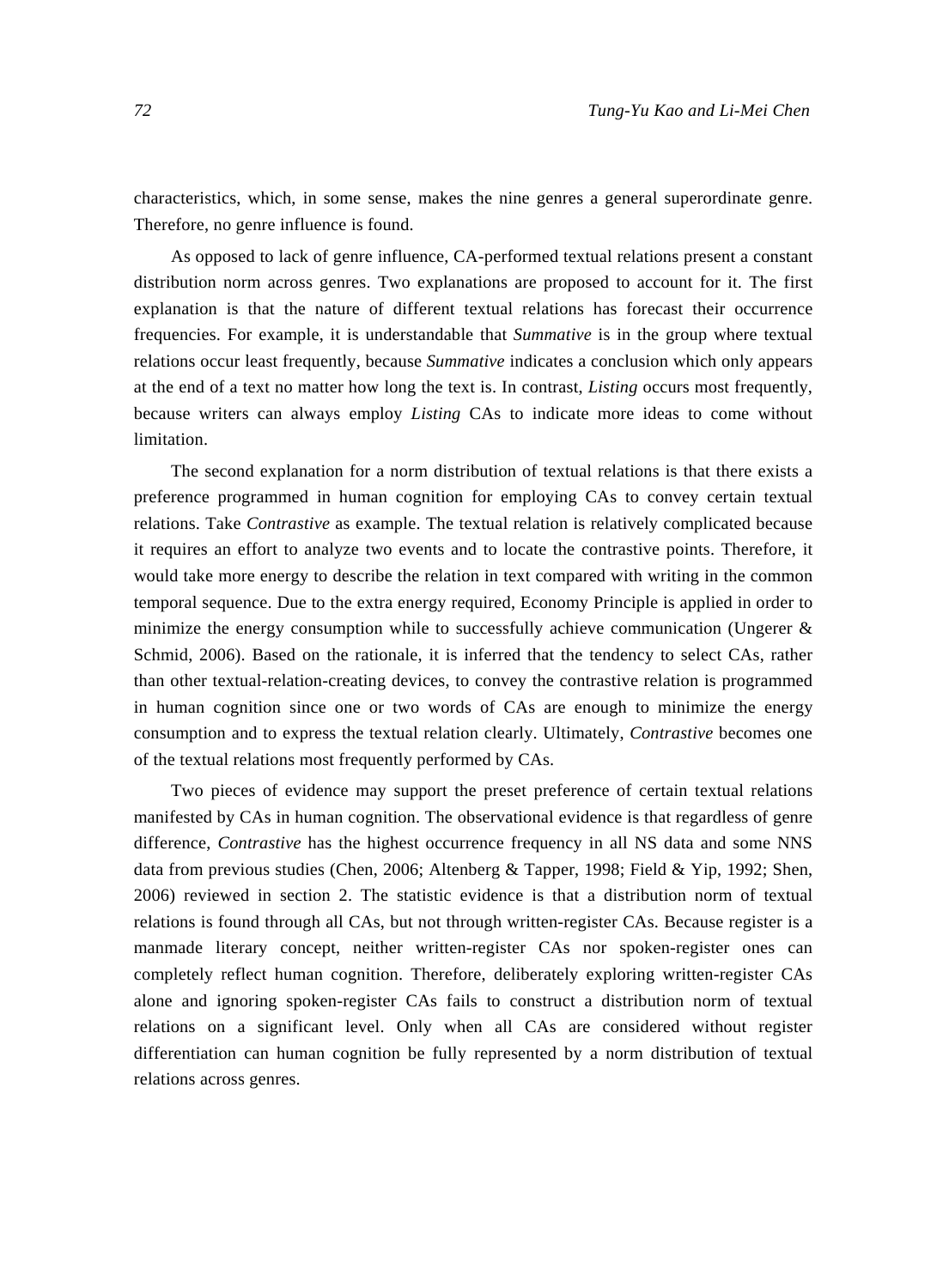characteristics, which, in some sense, makes the nine genres a general superordinate genre. Therefore, no genre influence is found.

As opposed to lack of genre influence, CA-performed textual relations present a constant distribution norm across genres. Two explanations are proposed to account for it. The first explanation is that the nature of different textual relations has forecast their occurrence frequencies. For example, it is understandable that *Summative* is in the group where textual relations occur least frequently, because *Summative* indicates a conclusion which only appears at the end of a text no matter how long the text is. In contrast, *Listing* occurs most frequently, because writers can always employ *Listing* CAs to indicate more ideas to come without limitation.

The second explanation for a norm distribution of textual relations is that there exists a preference programmed in human cognition for employing CAs to convey certain textual relations. Take *Contrastive* as example. The textual relation is relatively complicated because it requires an effort to analyze two events and to locate the contrastive points. Therefore, it would take more energy to describe the relation in text compared with writing in the common temporal sequence. Due to the extra energy required, Economy Principle is applied in order to minimize the energy consumption while to successfully achieve communication (Ungerer & Schmid, 2006). Based on the rationale, it is inferred that the tendency to select CAs, rather than other textual-relation-creating devices, to convey the contrastive relation is programmed in human cognition since one or two words of CAs are enough to minimize the energy consumption and to express the textual relation clearly. Ultimately, *Contrastive* becomes one of the textual relations most frequently performed by CAs.

Two pieces of evidence may support the preset preference of certain textual relations manifested by CAs in human cognition. The observational evidence is that regardless of genre difference, *Contrastive* has the highest occurrence frequency in all NS data and some NNS data from previous studies (Chen, 2006; Altenberg & Tapper, 1998; Field & Yip, 1992; Shen, 2006) reviewed in section 2. The statistic evidence is that a distribution norm of textual relations is found through all CAs, but not through written-register CAs. Because register is a manmade literary concept, neither written-register CAs nor spoken-register ones can completely reflect human cognition. Therefore, deliberately exploring written-register CAs alone and ignoring spoken-register CAs fails to construct a distribution norm of textual relations on a significant level. Only when all CAs are considered without register differentiation can human cognition be fully represented by a norm distribution of textual relations across genres.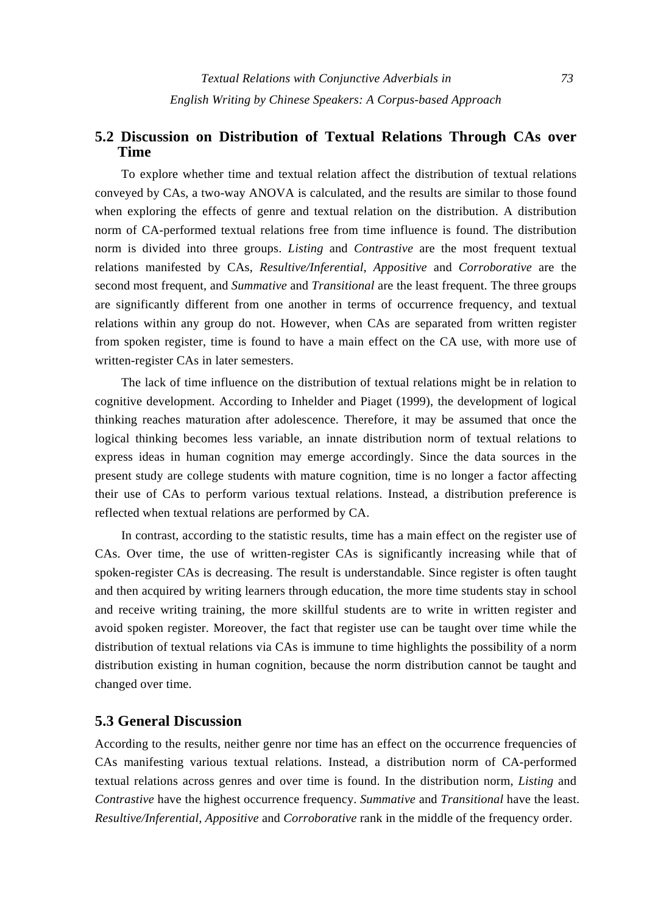## 5.2 Discussion on Distribution of Textual Relations Through CAs over Time

To explore whether time and textual relation affect the distribution of textual relations conveyed by CAs, a two-way ANOVA is calculated, and the results are similar to those found when exploring the effects of genre and textual relation on the distribution. A distribution norm of CA-performed textual relations free from time influence is found. The distribution norm is divided into three groups. *Listing* and *Contrastive* are the most frequent textual relations manifested by CAs, *Resultive/Inferential*, *Appositive* and *Corroborative* are the second most frequent, and *Summative* and *Transitional* are the least frequent. The three groups are significantly different from one another in terms of occurrence frequency, and textual relations within any group do not. However, when CAs are separated from written register from spoken register, time is found to have a main effect on the CA use, with more use of written-register CAs in later semesters.

The lack of time influence on the distribution of textual relations might be in relation to cognitive development. According to Inhelder and Piaget (1999), the development of logical thinking reaches maturation after adolescence. Therefore, it may be assumed that once the logical thinking becomes less variable, an innate distribution norm of textual relations to express ideas in human cognition may emerge accordingly. Since the data sources in the present study are college students with mature cognition, time is no longer a factor affecting their use of CAs to perform various textual relations. Instead, a distribution preference is reflected when textual relations are performed by CA.

In contrast, according to the statistic results, time has a main effect on the register use of CAs. Over time, the use of written-register CAs is significantly increasing while that of spoken-register CAs is decreasing. The result is understandable. Since register is often taught and then acquired by writing learners through education, the more time students stay in school and receive writing training, the more skillful students are to write in written register and avoid spoken register. Moreover, the fact that register use can be taught over time while the distribution of textual relations via CAs is immune to time highlights the possibility of a norm distribution existing in human cognition, because the norm distribution cannot be taught and changed over time.

## 5.3 General Discussion

According to the results, neither genre nor time has an effect on the occurrence frequencies of CAs manifesting various textual relations. Instead, a distribution norm of CA-performed textual relations across genres and over time is found. In the distribution norm, *Listing* and *Contrastive* have the highest occurrence frequency. *Summative* and *Transitional* have the least. *Resultive/Inferential, Appositive* and *Corroborative* rank in the middle of the frequency order.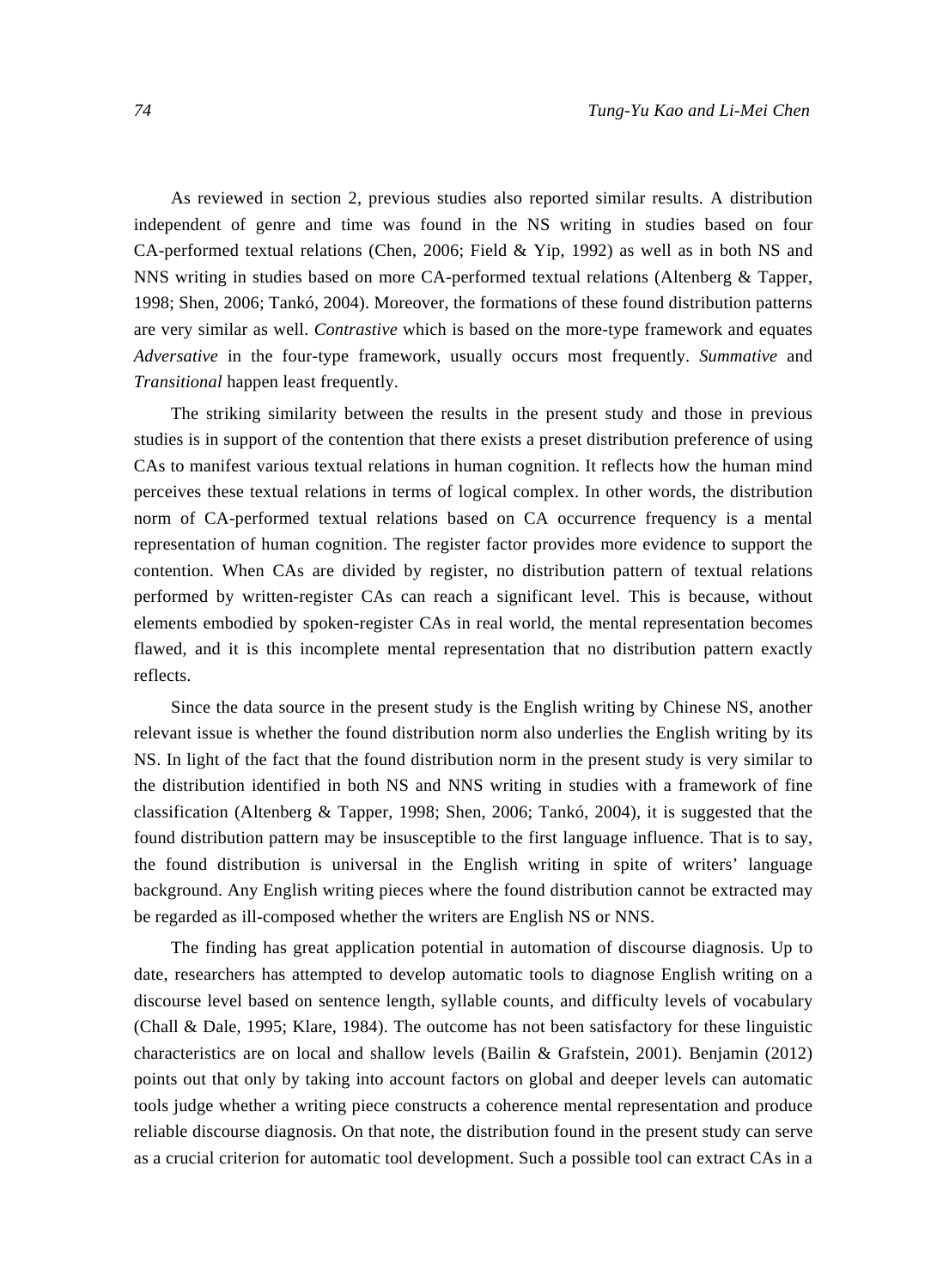As reviewed in section 2, previous studies also reported similar results. A distribution independent of genre and time was found in the NS writing in studies based on four CA-performed textual relations (Chen, 2006; Field & Yip, 1992) as well as in both NS and NNS writing in studies based on more CA-performed textual relations (Altenberg & Tapper, 1998; Shen, 2006; Tankó, 2004). Moreover, the formations of these found distribution patterns are very similar as well. *Contrastive* which is based on the more-type framework and equates *Adversative* in the four-type framework, usually occurs most frequently. *Summative* and *Transitional* happen least frequently.

The striking similarity between the results in the present study and those in previous studies is in support of the contention that there exists a preset distribution preference of using CAs to manifest various textual relations in human cognition. It reflects how the human mind perceives these textual relations in terms of logical complex. In other words, the distribution norm of CA-performed textual relations based on CA occurrence frequency is a mental representation of human cognition. The register factor provides more evidence to support the contention. When CAs are divided by register, no distribution pattern of textual relations performed by written-register CAs can reach a significant level. This is because, without elements embodied by spoken-register CAs in real world, the mental representation becomes flawed, and it is this incomplete mental representation that no distribution pattern exactly reflects.

Since the data source in the present study is the English writing by Chinese NS, another relevant issue is whether the found distribution norm also underlies the English writing by its NS. In light of the fact that the found distribution norm in the present study is very similar to the distribution identified in both NS and NNS writing in studies with a framework of fine classification (Altenberg & Tapper, 1998; Shen, 2006; Tankó, 2004), it is suggested that the found distribution pattern may be insusceptible to the first language influence. That is to say, the found distribution is universal in the English writing in spite of writers' language background. Any English writing pieces where the found distribution cannot be extracted may be regarded as ill-composed whether the writers are English NS or NNS.

The finding has great application potential in automation of discourse diagnosis. Up to date, researchers has attempted to develop automatic tools to diagnose English writing on a discourse level based on sentence length, syllable counts, and difficulty levels of vocabulary (Chall & Dale, 1995; Klare, 1984). The outcome has not been satisfactory for these linguistic characteristics are on local and shallow levels (Bailin & Grafstein, 2001). Benjamin (2012) points out that only by taking into account factors on global and deeper levels can automatic tools judge whether a writing piece constructs a coherence mental representation and produce reliable discourse diagnosis. On that note, the distribution found in the present study can serve as a crucial criterion for automatic tool development. Such a possible tool can extract CAs in a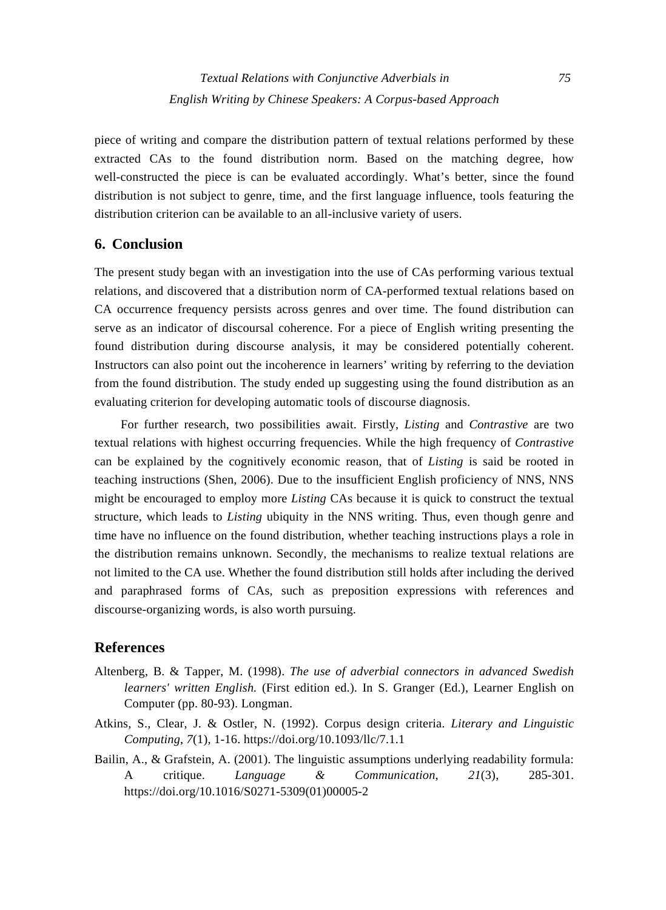piece of writing and compare the distribution pattern of textual relations performed by these extracted CAs to the found distribution norm. Based on the matching degree, how well-constructed the piece is can be evaluated accordingly. What's better, since the found distribution is not subject to genre, time, and the first language influence, tools featuring the distribution criterion can be available to an all-inclusive variety of users.

## 6. Conclusion

The present study began with an investigation into the use of CAs performing various textual relations, and discovered that a distribution norm of CA-performed textual relations based on CA occurrence frequency persists across genres and over time. The found distribution can serve as an indicator of discoursal coherence. For a piece of English writing presenting the found distribution during discourse analysis, it may be considered potentially coherent. Instructors can also point out the incoherence in learners' writing by referring to the deviation from the found distribution. The study ended up suggesting using the found distribution as an evaluating criterion for developing automatic tools of discourse diagnosis.

For further research, two possibilities await. Firstly, *Listing* and *Contrastive* are two textual relations with highest occurring frequencies. While the high frequency of *Contrastive* can be explained by the cognitively economic reason, that of *Listing* is said be rooted in teaching instructions (Shen, 2006). Due to the insufficient English proficiency of NNS, NNS might be encouraged to employ more *Listing* CAs because it is quick to construct the textual structure, which leads to *Listing* ubiquity in the NNS writing. Thus, even though genre and time have no influence on the found distribution, whether teaching instructions plays a role in the distribution remains unknown. Secondly, the mechanisms to realize textual relations are not limited to the CA use. Whether the found distribution still holds after including the derived and paraphrased forms of CAs, such as preposition expressions with references and discourse-organizing words, is also worth pursuing.

## References

Altenberg, B. & Tapper, M. (1998). *The use of adverbial connectors in advanced Swedish learners' written English.* (First edition ed.). In S. Granger (Ed.), Learner English on Computer (pp. 80-93). Longman.

Atkins, S., Clear, J. & Ostler, N. (1992). Corpus design criteria. *Literary and Linguistic Computing*, *7*(1), 1-16. https://doi.org/10.1093/llc/7.1.1

Bailin, A., & Grafstein, A. (2001). The linguistic assumptions underlying readability formula: A critique. *Language & Communication*, *21*(3), 285-301. https://doi.org/10.1016/S0271-5309(01)00005-2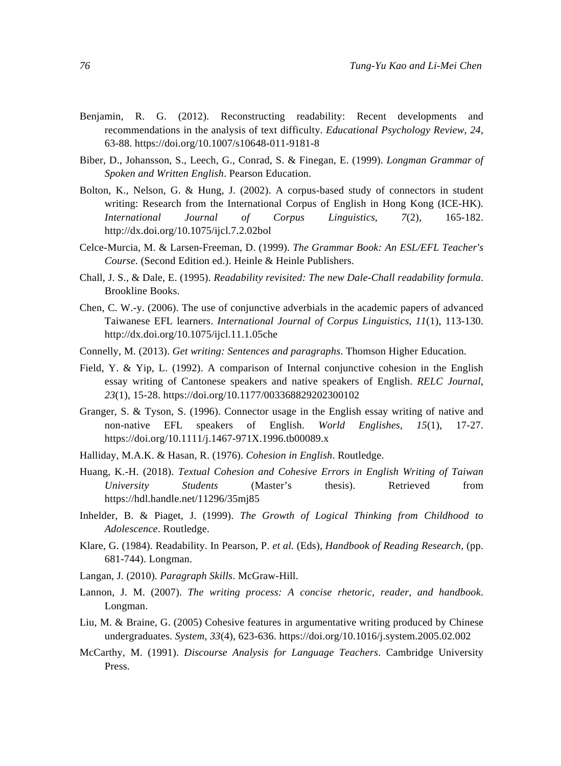Benjamin, R. G. (2012). Reconstructing readability: Recent developments and recommendations in the analysis of text difficulty. *Educational Psychology Review*, *24*, 63-88. https://doi.org/10.1007/s10648-011-9181-8

Biber, D., Johansson, S., Leech, G., Conrad, S. & Finegan, E. (1999). *Longman Grammar of Spoken and Written English*. Pearson Education.

Bolton, K., Nelson, G. & Hung, J. (2002). A corpus-based study of connectors in student writing: Research from the International Corpus of English in Hong Kong (ICE-HK). *International Journal of Corpus Linguistics*, *7*(2), 165-182. http://dx.doi.org/10.1075/ijcl.7.2.02bol

Celce-Murcia, M. & Larsen-Freeman, D. (1999). *The Grammar Book: An ESL/EFL Teacher's Course*. (Second Edition ed.). Heinle & Heinle Publishers.

Chall, J. S., & Dale, E. (1995). *Readability revisited: The new Dale-Chall readability formula*. Brookline Books.

Chen, C. W.-y. (2006). The use of conjunctive adverbials in the academic papers of advanced Taiwanese EFL learners. *International Journal of Corpus Linguistics*, *11*(1), 113-130. http://dx.doi.org/10.1075/ijcl.11.1.05che

Connelly, M. (2013). *Get writing: Sentences and paragraphs*. Thomson Higher Education.

Field, Y. & Yip, L. (1992). A comparison of Internal conjunctive cohesion in the English essay writing of Cantonese speakers and native speakers of English. *RELC Journal*, *23*(1), 15-28. https://doi.org/10.1177/003368829202300102

Granger, S. & Tyson, S. (1996). Connector usage in the English essay writing of native and non-native EFL speakers of English. *World Englishes*, *15*(1), 17-27. https://doi.org/10.1111/j.1467-971X.1996.tb00089.x

Halliday, M.A.K. & Hasan, R. (1976). *Cohesion in English*. Routledge.

Huang, K.-H. (2018). *Textual Cohesion and Cohesive Errors in English Writing of Taiwan University Students* (Master's thesis). Retrieved from https://hdl.handle.net/11296/35mj85

Inhelder, B. & Piaget, J. (1999). *The Growth of Logical Thinking from Childhood to Adolescence*. Routledge.

Klare, G. (1984). Readability. In Pearson, P. *et al.* (Eds), *Handbook of Reading Research*, (pp. 681-744). Longman.

Langan, J. (2010). *Paragraph Skills*. McGraw-Hill.

Lannon, J. M. (2007). *The writing process: A concise rhetoric, reader, and handbook*. Longman.

Liu, M. & Braine, G. (2005) Cohesive features in argumentative writing produced by Chinese undergraduates. *System*, *33*(4), 623-636. https://doi.org/10.1016/j.system.2005.02.002

McCarthy, M. (1991). *Discourse Analysis for Language Teachers*. Cambridge University Press.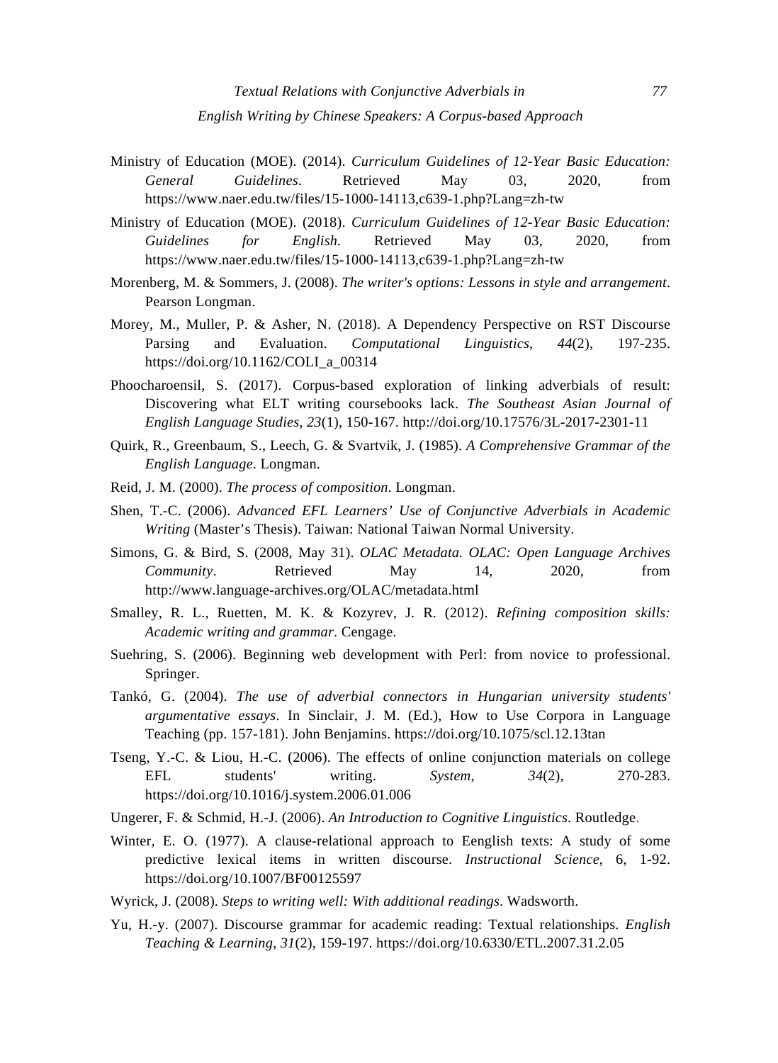Ministry of Education (MOE). (2014). *Curriculum Guidelines of 12-Year Basic Education: General Guidelines*. Retrieved May 03, 2020, from https://www.naer.edu.tw/files/15-1000-14113,c639-1.php?Lang=zh-tw

Ministry of Education (MOE). (2018). *Curriculum Guidelines of 12-Year Basic Education: Guidelines for English.* Retrieved May 03, 2020, from https://www.naer.edu.tw/files/15-1000-14113,c639-1.php?Lang=zh-tw

Morenberg, M. & Sommers, J. (2008). *The writer's options: Lessons in style and arrangement*. Pearson Longman.

Morey, M., Muller, P. & Asher, N. (2018). A Dependency Perspective on RST Discourse Parsing and Evaluation. *Computational Linguistics*, *44*(2), 197-235. https://doi.org/10.1162/COLI_a_00314

Phoocharoensil, S. (2017). Corpus-based exploration of linking adverbials of result: Discovering what ELT writing coursebooks lack. *The Southeast Asian Journal of English Language Studies*, *23*(1), 150-167. http://doi.org/10.17576/3L-2017-2301-11

Quirk, R., Greenbaum, S., Leech, G. & Svartvik, J. (1985). *A Comprehensive Grammar of the English Language*. Longman.

Reid, J. M. (2000). *The process of composition*. Longman.

Shen, T.-C. (2006). *Advanced EFL Learners' Use of Conjunctive Adverbials in Academic Writing* (Master's Thesis). Taiwan: National Taiwan Normal University.

Simons, G. & Bird, S. (2008, May 31). *OLAC Metadata. OLAC: Open Language Archives Community*. Retrieved May 14, 2020, from http://www.language-archives.org/OLAC/metadata.html

Smalley, R. L., Ruetten, M. K. & Kozyrev, J. R. (2012). *Refining composition skills: Academic writing and grammar*. Cengage.

Suehring, S. (2006). Beginning web development with Perl: from novice to professional. Springer.

Tankó, G. (2004). *The use of adverbial connectors in Hungarian university students' argumentative essays*. In Sinclair, J. M. (Ed.), How to Use Corpora in Language Teaching (pp. 157-181). John Benjamins. https://doi.org/10.1075/scl.12.13tan

Tseng, Y.-C. & Liou, H.-C. (2006). The effects of online conjunction materials on college EFL students' writing. *System*, *34*(2), 270-283. https://doi.org/10.1016/j.system.2006.01.006

Ungerer, F. & Schmid, H.-J. (2006). *An Introduction to Cognitive Linguistics*. Routledge.

Winter, E. O. (1977). A clause-relational approach to Eenglish texts: A study of some predictive lexical items in written discourse. *Instructional Science*, 6, 1-92. https://doi.org/10.1007/BF00125597

Wyrick, J. (2008). *Steps to writing well: With additional readings*. Wadsworth.

Yu, H.-y. (2007). Discourse grammar for academic reading: Textual relationships. *English Teaching & Learning*, *31*(2), 159-197. https://doi.org/10.6330/ETL.2007.31.2.05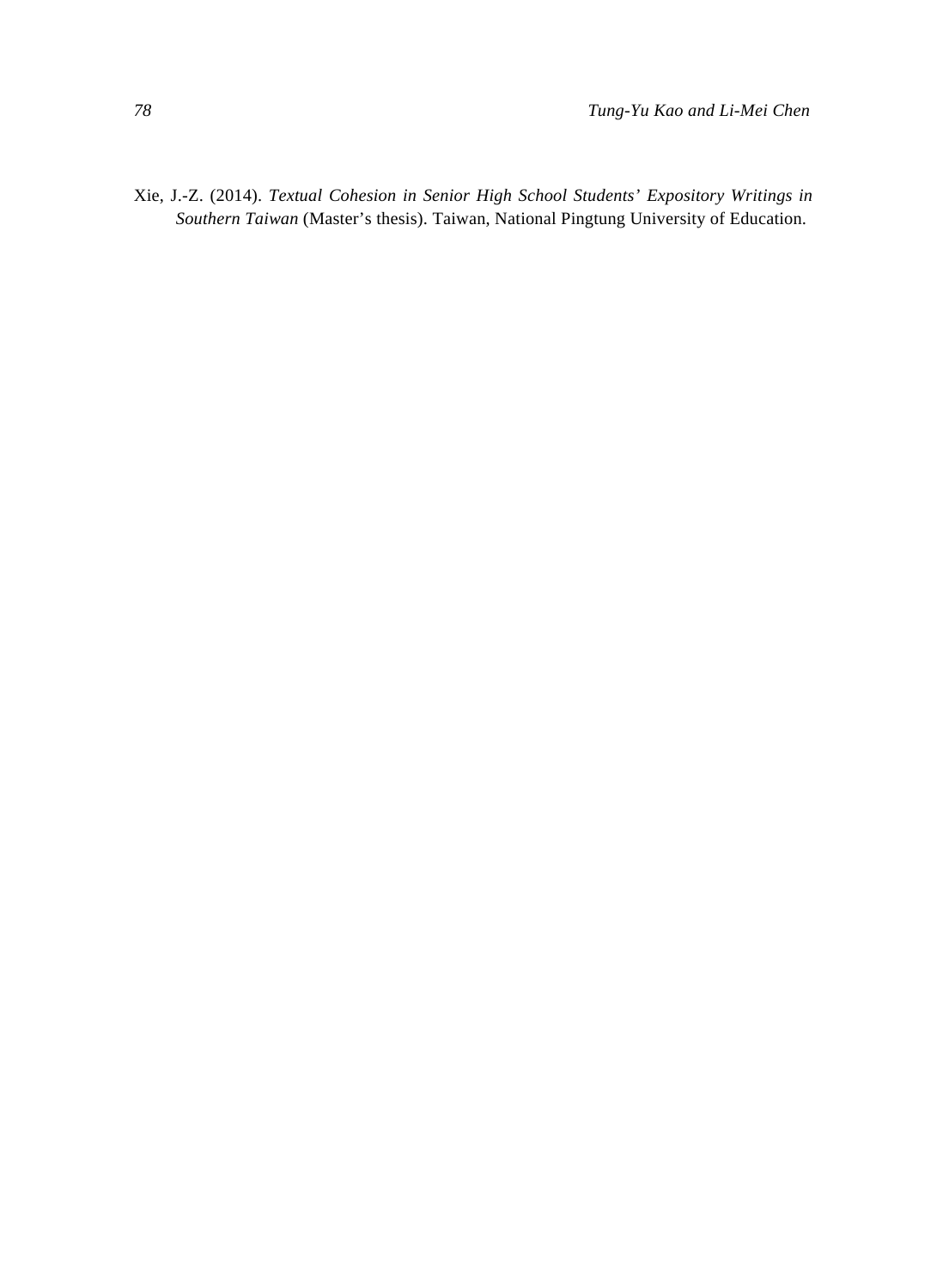Xie, J.-Z. (2014). *Textual Cohesion in Senior High School Students' Expository Writings in Southern Taiwan* (Master's thesis). Taiwan, National Pingtung University of Education.